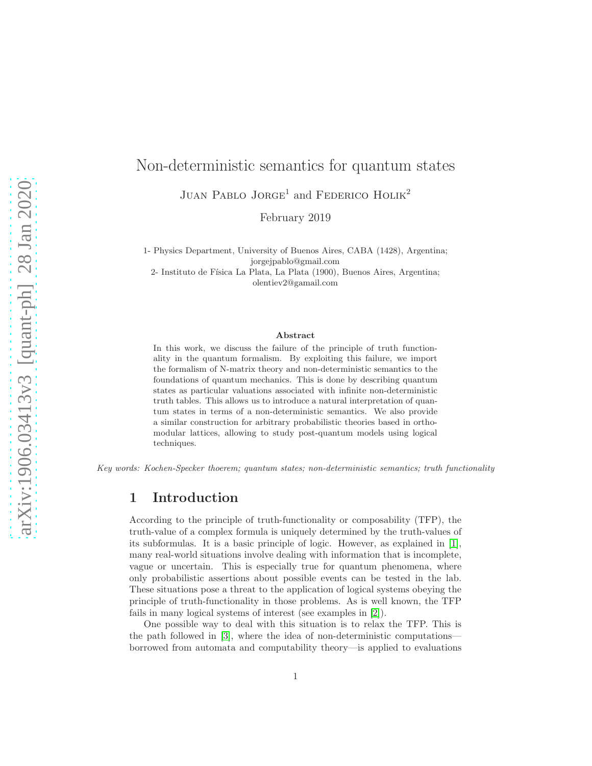# Non-deterministic semantics for quantum states

Juan Pablo Jorge[1] and Federico Holik[2]

February 2019

1- Physics Department, University of Buenos Aires, CABA (1428), Argentina; jorgejpablo@gmail.com

2- Instituto de Física La Plata, La Plata (1900), Buenos Aires, Argentina; olentiev2@gamail.com

**Abstract**

In this work, we discuss the failure of the principle of truth functionality in the quantum formalism. By exploiting this failure, we import the formalism of N-matrix theory and non-deterministic semantics to the foundations of quantum mechanics. This is done by describing quantum states as particular valuations associated with infinite non-deterministic truth tables. This allows us to introduce a natural interpretation of quantum states in terms of a non-deterministic semantics. We also provide a similar construction for arbitrary probabilistic theories based in orthomodular lattices, allowing to study post-quantum models using logical techniques.

*Key words: Kochen-Specker thoerem; quantum states; non-deterministic semantics; truth functionality*

## 1 Introduction

According to the principle of truth-functionality or composability (TFP), the truth-value of a complex formula is uniquely determined by the truth-values of its subformulas. It is a basic principle of logic. However, as explained in [1], many real-world situations involve dealing with information that is incomplete, vague or uncertain. This is especially true for quantum phenomena, where only probabilistic assertions about possible events can be tested in the lab. These situations pose a threat to the application of logical systems obeying the principle of truth-functionality in those problems. As is well known, the TFP fails in many logical systems of interest (see examples in [2]).

One possible way to deal with this situation is to relax the TFP. This is the path followed in [3], where the idea of non-deterministic computations—borrowed from automata and computability theory—is applied to evaluations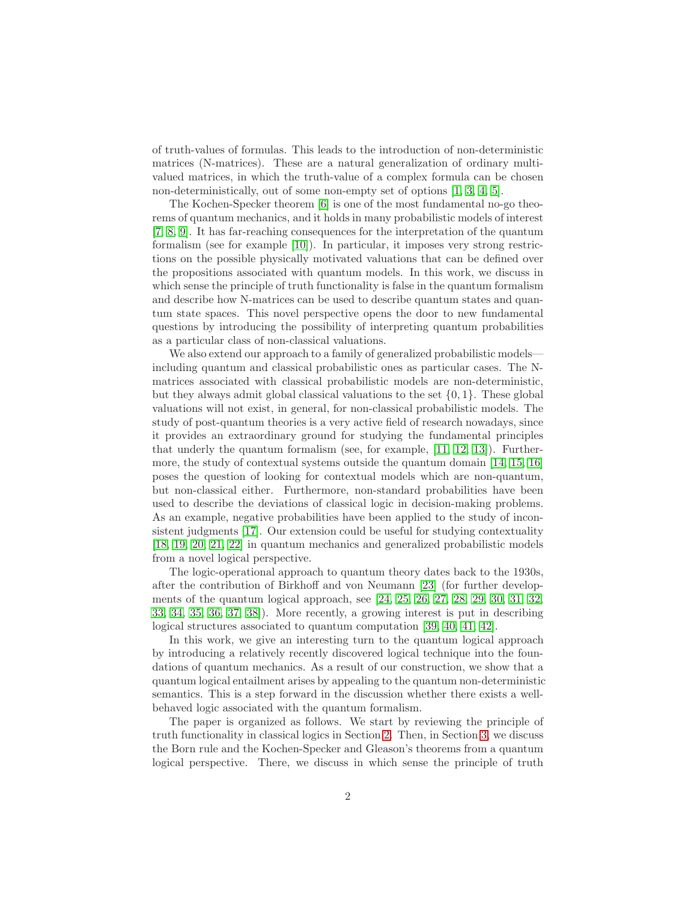of truth-values of formulas. This leads to the introduction of non-deterministic matrices (N-matrices). These are a natural generalization of ordinary multi-valued matrices, in which the truth-value of a complex formula can be chosen non-deterministically, out of some non-empty set of options [1, 3, 4, 5].

The Kochen-Specker theorem [6] is one of the most fundamental no-go theorems of quantum mechanics, and it holds in many probabilistic models of interest [7, 8, 9]. It has far-reaching consequences for the interpretation of the quantum formalism (see for example [10]). In particular, it imposes very strong restrictions on the possible physically motivated valuations that can be defined over the propositions associated with quantum models. In this work, we discuss in which sense the principle of truth functionality is false in the quantum formalism and describe how N-matrices can be used to describe quantum states and quantum state spaces. This novel perspective opens the door to new fundamental questions by introducing the possibility of interpreting quantum probabilities as a particular class of non-classical valuations.

We also extend our approach to a family of generalized probabilistic models—including quantum and classical probabilistic ones as particular cases. The N-matrices associated with classical probabilistic models are non-deterministic, but they always admit global classical valuations to the set $\{0, 1\}$. These global valuations will not exist, in general, for non-classical probabilistic models. The study of post-quantum theories is a very active field of research nowadays, since it provides an extraordinary ground for studying the fundamental principles that underly the quantum formalism (see, for example, [11, 12, 13]). Furthermore, the study of contextual systems outside the quantum domain [14, 15, 16] poses the question of looking for contextual models which are non-quantum, but non-classical either. Furthermore, non-standard probabilities have been used to describe the deviations of classical logic in decision-making problems. As an example, negative probabilities have been applied to the study of inconsistent judgments [17]. Our extension could be useful for studying contextuality [18, 19, 20, 21, 22] in quantum mechanics and generalized probabilistic models from a novel logical perspective.

The logic-operational approach to quantum theory dates back to the 1930s, after the contribution of Birkhoff and von Neumann [23] (for further developments of the quantum logical approach, see [24, 25, 26, 27, 28, 29, 30, 31, 32, 33, 34, 35, 36, 37, 38]). More recently, a growing interest is put in describing logical structures associated to quantum computation [39, 40, 41, 42].

In this work, we give an interesting turn to the quantum logical approach by introducing a relatively recently discovered logical technique into the foundations of quantum mechanics. As a result of our construction, we show that a quantum logical entailment arises by appealing to the quantum non-deterministic semantics. This is a step forward in the discussion whether there exists a well-behaved logic associated with the quantum formalism.

The paper is organized as follows. We start by reviewing the principle of truth functionality in classical logics in Section 2. Then, in Section 3, we discuss the Born rule and the Kochen-Specker and Gleason's theorems from a quantum logical perspective. There, we discuss in which sense the principle of truth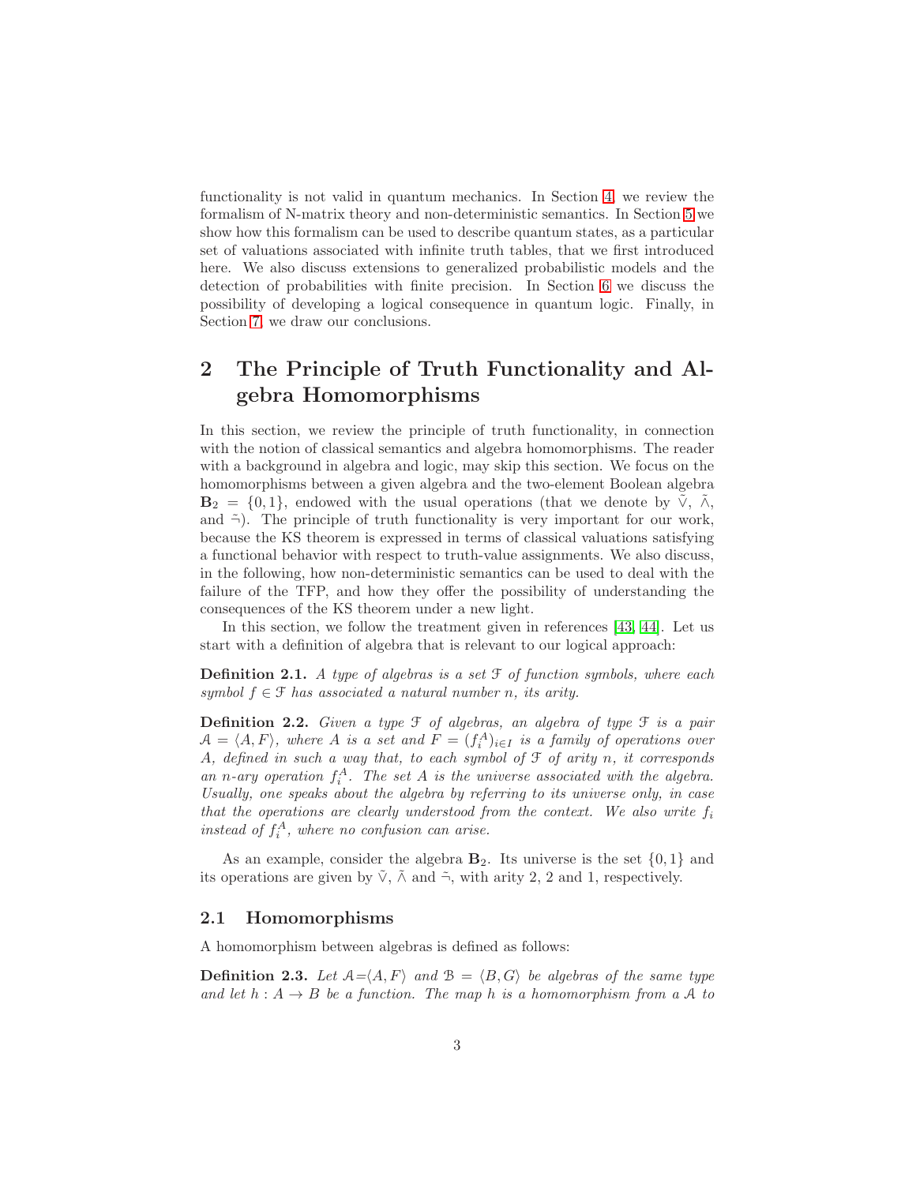functionality is not valid in quantum mechanics. In Section 4, we review the formalism of N-matrix theory and non-deterministic semantics. In Section 5 we show how this formalism can be used to describe quantum states, as a particular set of valuations associated with infinite truth tables, that we first introduced here. We also discuss extensions to generalized probabilistic models and the detection of probabilities with finite precision. In Section 6 we discuss the possibility of developing a logical consequence in quantum logic. Finally, in Section 7, we draw our conclusions.

## 2 The Principle of Truth Functionality and Algebra Homomorphisms

In this section, we review the principle of truth functionality, in connection with the notion of classical semantics and algebra homomorphisms. The reader with a background in algebra and logic, may skip this section. We focus on the homomorphisms between a given algebra and the two-element Boolean algebra $\mathbf{B}_2 = \{0, 1\}$, endowed with the usual operations (that we denote by $\tilde{\vee}$, $\tilde{\wedge}$, and $\tilde{\neg}$). The principle of truth functionality is very important for our work, because the KS theorem is expressed in terms of classical valuations satisfying a functional behavior with respect to truth-value assignments. We also discuss, in the following, how non-deterministic semantics can be used to deal with the failure of the TFP, and how they offer the possibility of understanding the consequences of the KS theorem under a new light.

In this section, we follow the treatment given in references [43, 44]. Let us start with a definition of algebra that is relevant to our logical approach:

**Definition 2.1.** *A type of algebras is a set $\mathcal{F}$ of function symbols, where each symbol $f \in \mathcal{F}$ has associated a natural number $n$, its arity.*

**Definition 2.2.** *Given a type $\mathcal{F}$ of algebras, an algebra of type $\mathcal{F}$ is a pair $\mathcal{A} = \langle A, F \rangle$, where $A$ is a set and $F = (f_i^A)_{i \in I}$ is a family of operations over $A$, defined in such a way that, to each symbol of $\mathcal{F}$ of arity $n$, it corresponds an $n$-ary operation $f_i^A$. The set $A$ is the universe associated with the algebra. Usually, one speaks about the algebra by referring to its universe only, in case that the operations are clearly understood from the context. We also write $f_i$ instead of $f_i^A$, where no confusion can arise.*

As an example, consider the algebra $\mathbf{B}_2$. Its universe is the set $\{0, 1\}$ and its operations are given by $\tilde{\vee}$, $\tilde{\wedge}$ and $\tilde{\neg}$, with arity 2, 2 and 1, respectively.

### 2.1 Homomorphisms

A homomorphism between algebras is defined as follows:

**Definition 2.3.** *Let $\mathcal{A}=\langle A, F \rangle$ and $\mathcal{B} = \langle B, G \rangle$ be algebras of the same type and let $h : A \to B$ be a function. The map $h$ is a homomorphism from a $\mathcal{A}$ to*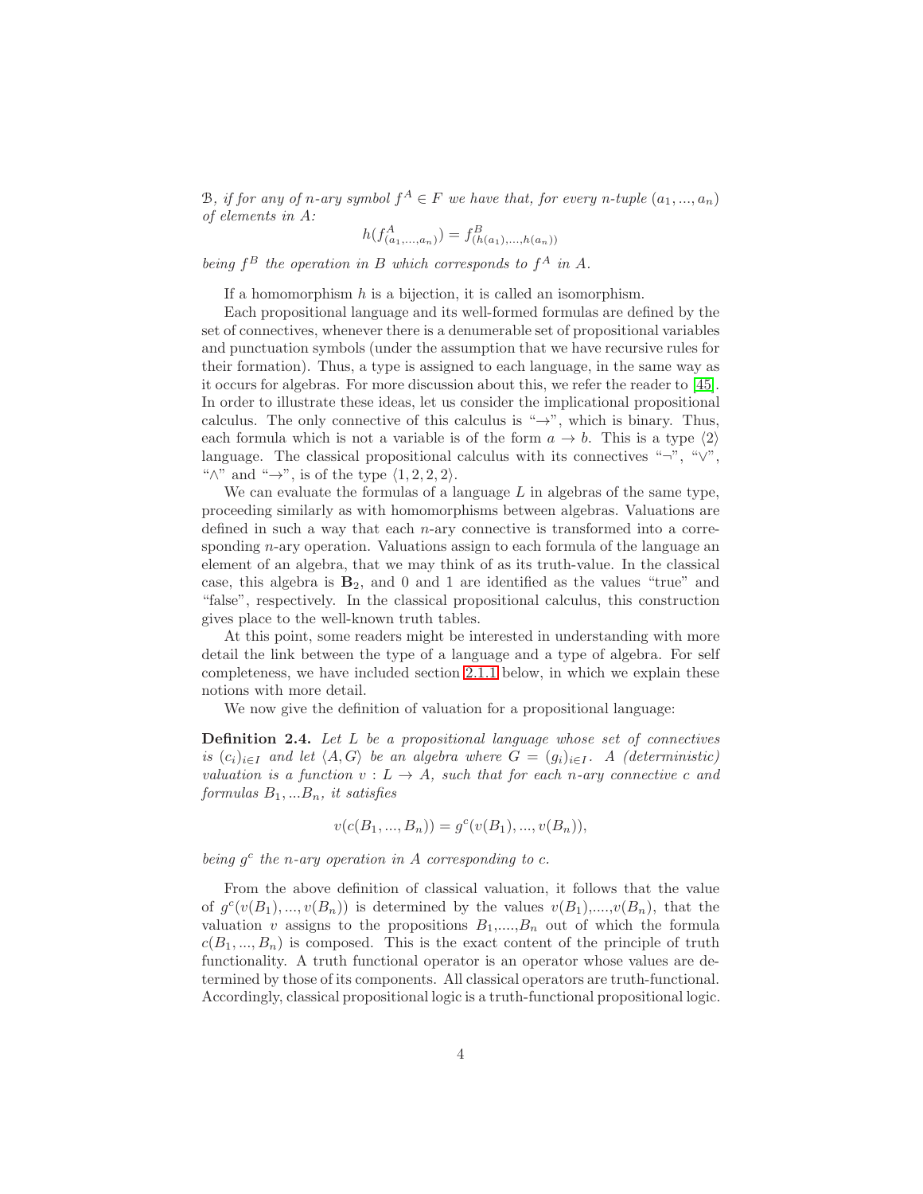$\mathcal{B}$, *if for any of $n$-ary symbol $f^A \in F$ we have that, for every $n$-tuple $(a_1, ..., a_n)$ of elements in $A$:*

$$h(f^A_{(a_1,...,a_n)}) = f^B_{(h(a_1),...,h(a_n))}$$

*being $f^B$ the operation in $B$ which corresponds to $f^A$ in $A$.*

If a homomorphism $h$ is a bijection, it is called an isomorphism.

Each propositional language and its well-formed formulas are defined by the set of connectives, whenever there is a denumerable set of propositional variables and punctuation symbols (under the assumption that we have recursive rules for their formation). Thus, a type is assigned to each language, in the same way as it occurs for algebras. For more discussion about this, we refer the reader to [45]. In order to illustrate these ideas, let us consider the implicational propositional calculus. The only connective of this calculus is "$\rightarrow$", which is binary. Thus, each formula which is not a variable is of the form $a \rightarrow b$. This is a type $\langle 2 \rangle$ language. The classical propositional calculus with its connectives "$\neg$", "$\vee$", "$\wedge$" and "$\rightarrow$", is of the type $\langle 1, 2, 2, 2 \rangle$.

We can evaluate the formulas of a language $L$ in algebras of the same type, proceeding similarly as with homomorphisms between algebras. Valuations are defined in such a way that each $n$-ary connective is transformed into a corresponding $n$-ary operation. Valuations assign to each formula of the language an element of an algebra, that we may think of as its truth-value. In the classical case, this algebra is $\mathbf{B}_2$, and 0 and 1 are identified as the values "true" and "false", respectively. In the classical propositional calculus, this construction gives place to the well-known truth tables.

At this point, some readers might be interested in understanding with more detail the link between the type of a language and a type of algebra. For self completeness, we have included section 2.1.1 below, in which we explain these notions with more detail.

We now give the definition of valuation for a propositional language:

**Definition 2.4.** *Let $L$ be a propositional language whose set of connectives is $(c_i)_{i \in I}$ and let $\langle A, G \rangle$ be an algebra where $G = (g_i)_{i \in I}$. A (deterministic) valuation is a function $v : L \rightarrow A$, such that for each $n$-ary connective $c$ and formulas $B_1, ...B_n$, it satisfies*

$$v(c(B_1, ..., B_n)) = g^c(v(B_1), ..., v(B_n)),$$

*being $g^c$ the $n$-ary operation in $A$ corresponding to $c$.*

From the above definition of classical valuation, it follows that the value of $g^c(v(B_1), ..., v(B_n))$ is determined by the values $v(B_1)$,....,$v(B_n)$, that the valuation $v$ assigns to the propositions $B_1$,....,$B_n$ out of which the formula $c(B_1, ..., B_n)$ is composed. This is the exact content of the principle of truth functionality. A truth functional operator is an operator whose values are determined by those of its components. All classical operators are truth-functional. Accordingly, classical propositional logic is a truth-functional propositional logic.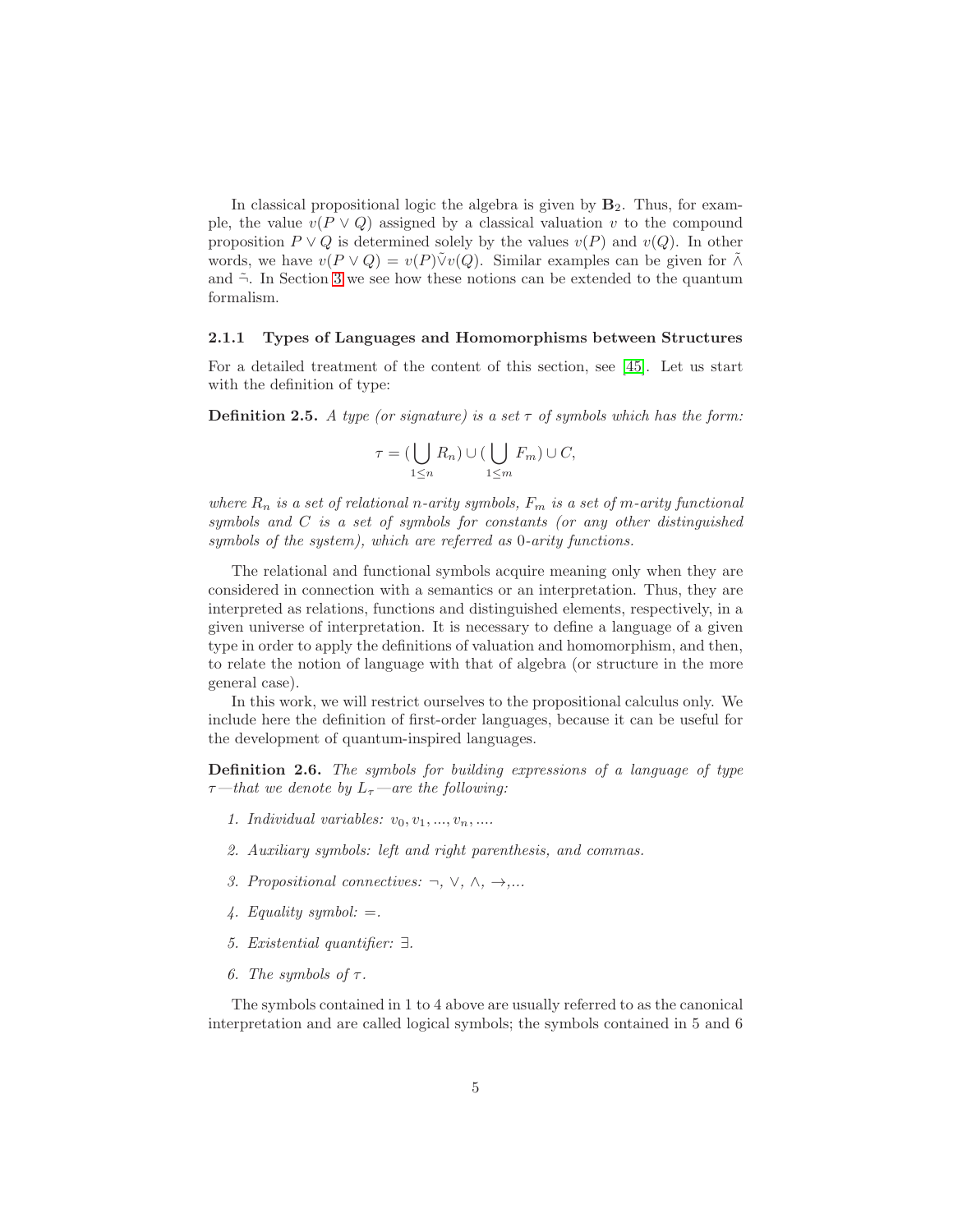In classical propositional logic the algebra is given by $\mathbf{B}_2$. Thus, for example, the value $v(P \vee Q)$ assigned by a classical valuation $v$ to the compound proposition $P \vee Q$ is determined solely by the values $v(P)$ and $v(Q)$. In other words, we have $v(P \vee Q) = v(P) \tilde{\vee} v(Q)$. Similar examples can be given for $\tilde{\wedge}$ and $\tilde{\neg}$. In Section 3 we see how these notions can be extended to the quantum formalism.

#### 2.1.1 Types of Languages and Homomorphisms between Structures

For a detailed treatment of the content of this section, see [45]. Let us start with the definition of type:

**Definition 2.5.** *A type (or signature) is a set $\tau$ of symbols which has the form:*

$$\tau = (\bigcup_{1 \leq n} R_n) \cup (\bigcup_{1 \leq m} F_m) \cup C,$$

*where $R_n$ is a set of relational $n$-arity symbols, $F_m$ is a set of $m$-arity functional symbols and $C$ is a set of symbols for constants (or any other distinguished symbols of the system), which are referred as $0$-arity functions.*

The relational and functional symbols acquire meaning only when they are considered in connection with a semantics or an interpretation. Thus, they are interpreted as relations, functions and distinguished elements, respectively, in a given universe of interpretation. It is necessary to define a language of a given type in order to apply the definitions of valuation and homomorphism, and then, to relate the notion of language with that of algebra (or structure in the more general case).

In this work, we will restrict ourselves to the propositional calculus only. We include here the definition of first-order languages, because it can be useful for the development of quantum-inspired languages.

**Definition 2.6.** *The symbols for building expressions of a language of type $\tau$—that we denote by $L_\tau$—are the following:*

1. *Individual variables: $v_0, v_1, ..., v_n, ...$.*
2. *Auxiliary symbols: left and right parenthesis, and commas.*
3. *Propositional connectives: $\neg$, $\vee$, $\wedge$, $\rightarrow$,...*
4. *Equality symbol: $=$.*
5. *Existential quantifier: $\exists$.*
6. *The symbols of $\tau$.*

The symbols contained in 1 to 4 above are usually referred to as the canonical interpretation and are called logical symbols; the symbols contained in 5 and 6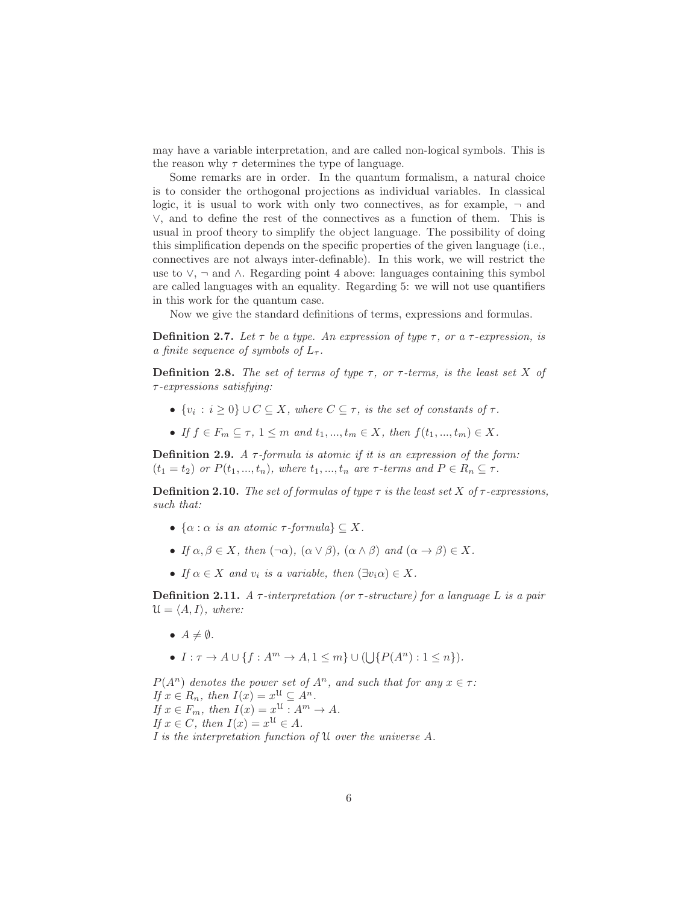may have a variable interpretation, and are called non-logical symbols. This is the reason why $\tau$ determines the type of language.

Some remarks are in order. In the quantum formalism, a natural choice is to consider the orthogonal projections as individual variables. In classical logic, it is usual to work with only two connectives, as for example, $\neg$ and $\vee$, and to define the rest of the connectives as a function of them. This is usual in proof theory to simplify the object language. The possibility of doing this simplification depends on the specific properties of the given language (i.e., connectives are not always inter-definable). In this work, we will restrict the use to $\vee$, $\neg$ and $\wedge$. Regarding point 4 above: languages containing this symbol are called languages with an equality. Regarding 5: we will not use quantifiers in this work for the quantum case.

Now we give the standard definitions of terms, expressions and formulas.

**Definition 2.7.** *Let $\tau$ be a type. An expression of type $\tau$, or a $\tau$-expression, is a finite sequence of symbols of $L_\tau$.*

**Definition 2.8.** *The set of terms of type $\tau$, or $\tau$-terms, is the least set $X$ of $\tau$-expressions satisfying:*

- $\{v_i : i \geq 0\} \cup C \subseteq X$, *where $C \subseteq \tau$, is the set of constants of $\tau$.*
- *If $f \in F_m \subseteq \tau$, $1 \leq m$ and $t_1, ..., t_m \in X$, then $f(t_1, ..., t_m) \in X$.*

**Definition 2.9.** *A $\tau$-formula is atomic if it is an expression of the form: $(t_1 = t_2)$ or $P(t_1, ..., t_n)$, where $t_1, ..., t_n$ are $\tau$-terms and $P \in R_n \subseteq \tau$.*

**Definition 2.10.** *The set of formulas of type $\tau$ is the least set $X$ of $\tau$-expressions, such that:*

- $\{\alpha : \alpha$ *is an atomic $\tau$-formula*$\} \subseteq X$.
- *If $\alpha, \beta \in X$, then $(\neg\alpha)$, $(\alpha \vee \beta)$, $(\alpha \wedge \beta)$ and $(\alpha \to \beta) \in X$.*
- *If $\alpha \in X$ and $v_i$ is a variable, then $(\exists v_i \alpha) \in X$.*

**Definition 2.11.** *A $\tau$-interpretation (or $\tau$-structure) for a language $L$ is a pair $\mathfrak{U} = \langle A, I \rangle$, where:*

- $A \neq \emptyset$.
- $I : \tau \to A \cup \{f : A^m \to A, 1 \leq m\} \cup (\bigcup\{P(A^n) : 1 \leq n\})$.

*$P(A^n)$ denotes the power set of $A^n$, and such that for any $x \in \tau$:*
*If $x \in R_n$, then $I(x) = x^{\mathfrak{U}} \subseteq A^n$.*
*If $x \in F_m$, then $I(x) = x^{\mathfrak{U}} : A^m \to A$.*
*If $x \in C$, then $I(x) = x^{\mathfrak{U}} \in A$.*
*$I$ is the interpretation function of $\mathfrak{U}$ over the universe $A$.*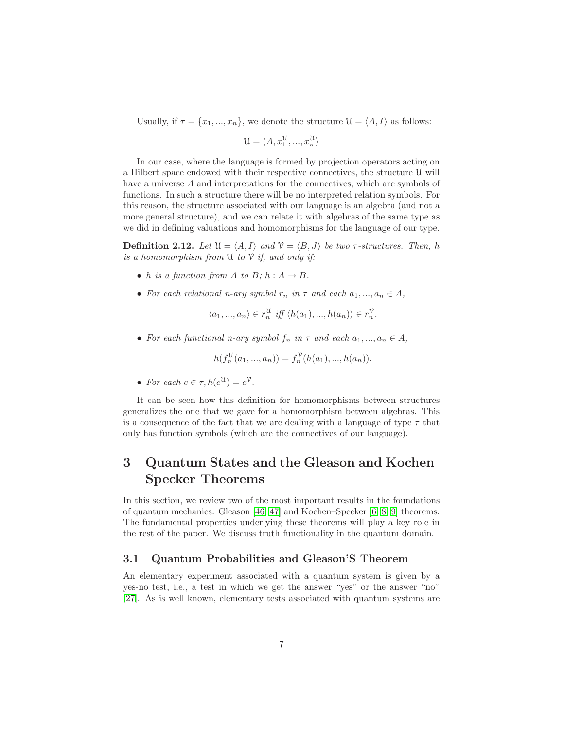Usually, if $\tau = \{x_1, ..., x_n\}$, we denote the structure $\mathfrak{U} = \langle A, I \rangle$ as follows:

$$\mathfrak{U} = \langle A, x_1^{\mathfrak{U}}, ..., x_n^{\mathfrak{U}} \rangle$$

In our case, where the language is formed by projection operators acting on a Hilbert space endowed with their respective connectives, the structure $\mathfrak{U}$ will have a universe $A$ and interpretations for the connectives, which are symbols of functions. In such a structure there will be no interpreted relation symbols. For this reason, the structure associated with our language is an algebra (and not a more general structure), and we can relate it with algebras of the same type as we did in defining valuations and homomorphisms for the language of our type.

**Definition 2.12.** *Let $\mathfrak{U} = \langle A, I \rangle$ and $\mathcal{V} = \langle B, J \rangle$ be two $\tau$-structures. Then, $h$ is a homomorphism from $\mathfrak{U}$ to $\mathcal{V}$ if, and only if:*

- *$h$ is a function from $A$ to $B$; $h : A \to B$.*
- *For each relational n-ary symbol $r_n$ in $\tau$ and each $a_1, ..., a_n \in A$,*

$$\langle a_1, ..., a_n \rangle \in r_n^{\mathfrak{U}} \text{ iff } \langle h(a_1), ..., h(a_n) \rangle \in r_n^{\mathcal{V}}.$$

- *For each functional n-ary symbol $f_n$ in $\tau$ and each $a_1, ..., a_n \in A$,*

$$h(f_n^{\mathfrak{U}}(a_1, ..., a_n)) = f_n^{\mathcal{V}}(h(a_1), ..., h(a_n)).$$

- *For each $c \in \tau, h(c^{\mathfrak{U}}) = c^{\mathcal{V}}$.*

It can be seen how this definition for homomorphisms between structures generalizes the one that we gave for a homomorphism between algebras. This is a consequence of the fact that we are dealing with a language of type $\tau$ that only has function symbols (which are the connectives of our language).

# 3 Quantum States and the Gleason and Kochen–Specker Theorems

In this section, we review two of the most important results in the foundations of quantum mechanics: Gleason [46, 47] and Kochen–Specker [6, 8, 9] theorems. The fundamental properties underlying these theorems will play a key role in the rest of the paper. We discuss truth functionality in the quantum domain.

## 3.1 Quantum Probabilities and Gleason'S Theorem

An elementary experiment associated with a quantum system is given by a yes-no test, i.e., a test in which we get the answer "yes" or the answer "no" [27]. As is well known, elementary tests associated with quantum systems are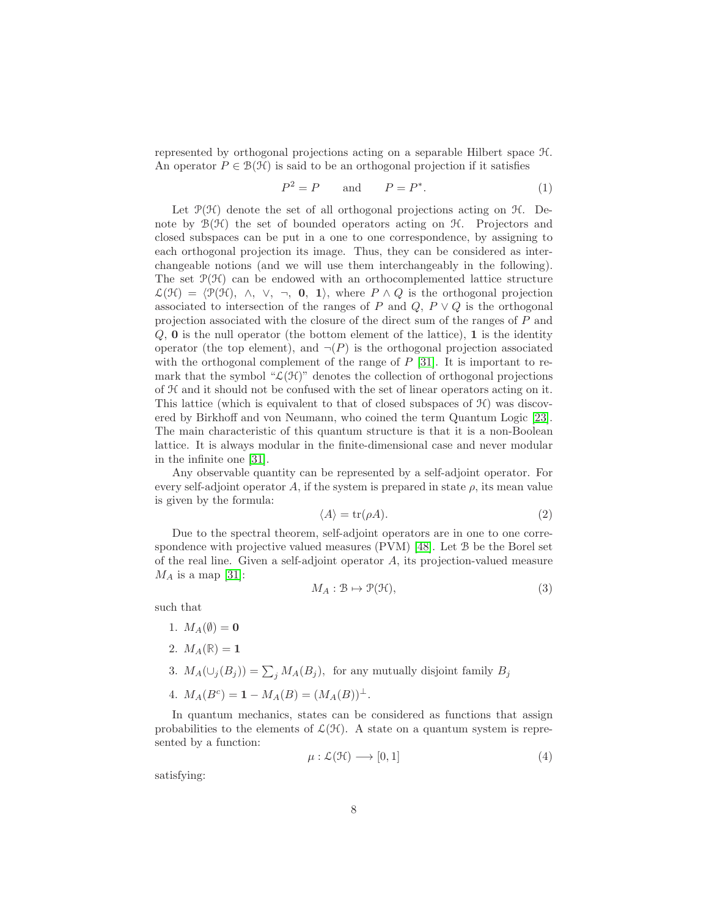represented by orthogonal projections acting on a separable Hilbert space $\mathcal{H}$. An operator $P \in \mathcal{B}(\mathcal{H})$ is said to be an orthogonal projection if it satisfies

$$P^2 = P \qquad \text{and} \qquad P = P^*. \tag{1}$$

Let $\mathcal{P}(\mathcal{H})$ denote the set of all orthogonal projections acting on $\mathcal{H}$. Denote by $\mathcal{B}(\mathcal{H})$ the set of bounded operators acting on $\mathcal{H}$. Projectors and closed subspaces can be put in a one to one correspondence, by assigning to each orthogonal projection its image. Thus, they can be considered as interchangeable notions (and we will use them interchangeably in the following). The set $\mathcal{P}(\mathcal{H})$ can be endowed with an orthocomplemented lattice structure $\mathcal{L}(\mathcal{H}) = \langle \mathcal{P}(\mathcal{H}),\ \wedge,\ \vee,\ \neg,\ \mathbf{0},\ \mathbf{1} \rangle$, where $P \wedge Q$ is the orthogonal projection associated to intersection of the ranges of $P$ and $Q$, $P \vee Q$ is the orthogonal projection associated with the closure of the direct sum of the ranges of $P$ and $Q$, $\mathbf{0}$ is the null operator (the bottom element of the lattice), $\mathbf{1}$ is the identity operator (the top element), and $\neg(P)$ is the orthogonal projection associated with the orthogonal complement of the range of $P$ [31]. It is important to remark that the symbol "$\mathcal{L}(\mathcal{H})$" denotes the collection of orthogonal projections of $\mathcal{H}$ and it should not be confused with the set of linear operators acting on it. This lattice (which is equivalent to that of closed subspaces of $\mathcal{H}$) was discovered by Birkhoff and von Neumann, who coined the term Quantum Logic [23]. The main characteristic of this quantum structure is that it is a non-Boolean lattice. It is always modular in the finite-dimensional case and never modular in the infinite one [31].

Any observable quantity can be represented by a self-adjoint operator. For every self-adjoint operator $A$, if the system is prepared in state $\rho$, its mean value is given by the formula:

$$\langle A \rangle = \mathrm{tr}(\rho A). \tag{2}$$

Due to the spectral theorem, self-adjoint operators are in one to one correspondence with projective valued measures (PVM) [48]. Let $\mathcal{B}$ be the Borel set of the real line. Given a self-adjoint operator $A$, its projection-valued measure $M_A$ is a map [31]:

$$M_A : \mathcal{B} \mapsto \mathcal{P}(\mathcal{H}), \tag{3}$$

such that

1. $M_A(\emptyset) = \mathbf{0}$
2. $M_A(\mathbb{R}) = \mathbf{1}$
3. $M_A(\cup_j(B_j)) = \sum_j M_A(B_j)$, for any mutually disjoint family $B_j$
4. $M_A(B^c) = \mathbf{1} - M_A(B) = (M_A(B))^{\perp}$.

In quantum mechanics, states can be considered as functions that assign probabilities to the elements of $\mathcal{L}(\mathcal{H})$. A state on a quantum system is represented by a function:

$$\mu : \mathcal{L}(\mathcal{H}) \longrightarrow [0, 1] \tag{4}$$

satisfying: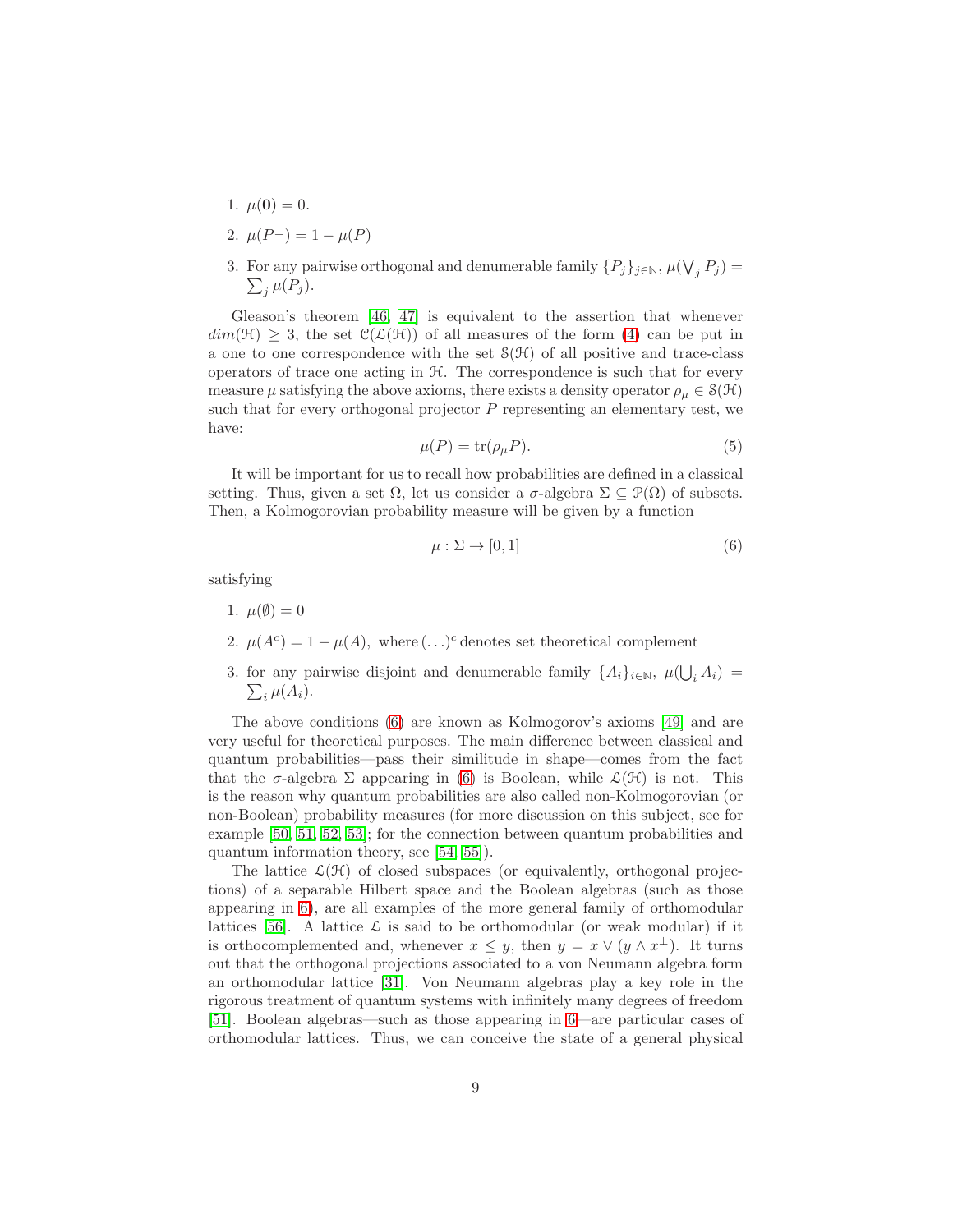1. $\mu(\mathbf{0}) = 0$.
2. $\mu(P^{\perp}) = 1 - \mu(P)$
3. For any pairwise orthogonal and denumerable family $\{P_j\}_{j\in\mathbb{N}}$, $\mu(\bigvee_j P_j) = \sum_j \mu(P_j)$.

Gleason's theorem [46, 47] is equivalent to the assertion that whenever $dim(\mathcal{H}) \geq 3$, the set $\mathcal{C}(\mathcal{L}(\mathcal{H}))$ of all measures of the form (4) can be put in a one to one correspondence with the set $\mathcal{S}(\mathcal{H})$ of all positive and trace-class operators of trace one acting in $\mathcal{H}$. The correspondence is such that for every measure $\mu$ satisfying the above axioms, there exists a density operator $\rho_\mu \in \mathcal{S}(\mathcal{H})$ such that for every orthogonal projector $P$ representing an elementary test, we have:

$$\mu(P) = \mathrm{tr}(\rho_\mu P). \tag{5}$$

It will be important for us to recall how probabilities are defined in a classical setting. Thus, given a set $\Omega$, let us consider a $\sigma$-algebra $\Sigma \subseteq \mathcal{P}(\Omega)$ of subsets. Then, a Kolmogorovian probability measure will be given by a function

$$\mu : \Sigma \to [0, 1] \tag{6}$$

satisfying

1. $\mu(\emptyset) = 0$
2. $\mu(A^c) = 1 - \mu(A)$, where $(\ldots)^c$ denotes set theoretical complement
3. for any pairwise disjoint and denumerable family $\{A_i\}_{i\in\mathbb{N}}$, $\mu(\bigcup_i A_i) = \sum_i \mu(A_i)$.

The above conditions (6) are known as Kolmogorov's axioms [49] and are very useful for theoretical purposes. The main difference between classical and quantum probabilities—pass their similitude in shape—comes from the fact that the $\sigma$-algebra $\Sigma$ appearing in (6) is Boolean, while $\mathcal{L}(\mathcal{H})$ is not. This is the reason why quantum probabilities are also called non-Kolmogorovian (or non-Boolean) probability measures (for more discussion on this subject, see for example [50, 51, 52, 53]; for the connection between quantum probabilities and quantum information theory, see [54, 55]).

The lattice $\mathcal{L}(\mathcal{H})$ of closed subspaces (or equivalently, orthogonal projections) of a separable Hilbert space and the Boolean algebras (such as those appearing in 6), are all examples of the more general family of orthomodular lattices [56]. A lattice $\mathcal{L}$ is said to be orthomodular (or weak modular) if it is orthocomplemented and, whenever $x \leq y$, then $y = x \vee (y \wedge x^{\perp})$. It turns out that the orthogonal projections associated to a von Neumann algebra form an orthomodular lattice [31]. Von Neumann algebras play a key role in the rigorous treatment of quantum systems with infinitely many degrees of freedom [51]. Boolean algebras—such as those appearing in 6—are particular cases of orthomodular lattices. Thus, we can conceive the state of a general physical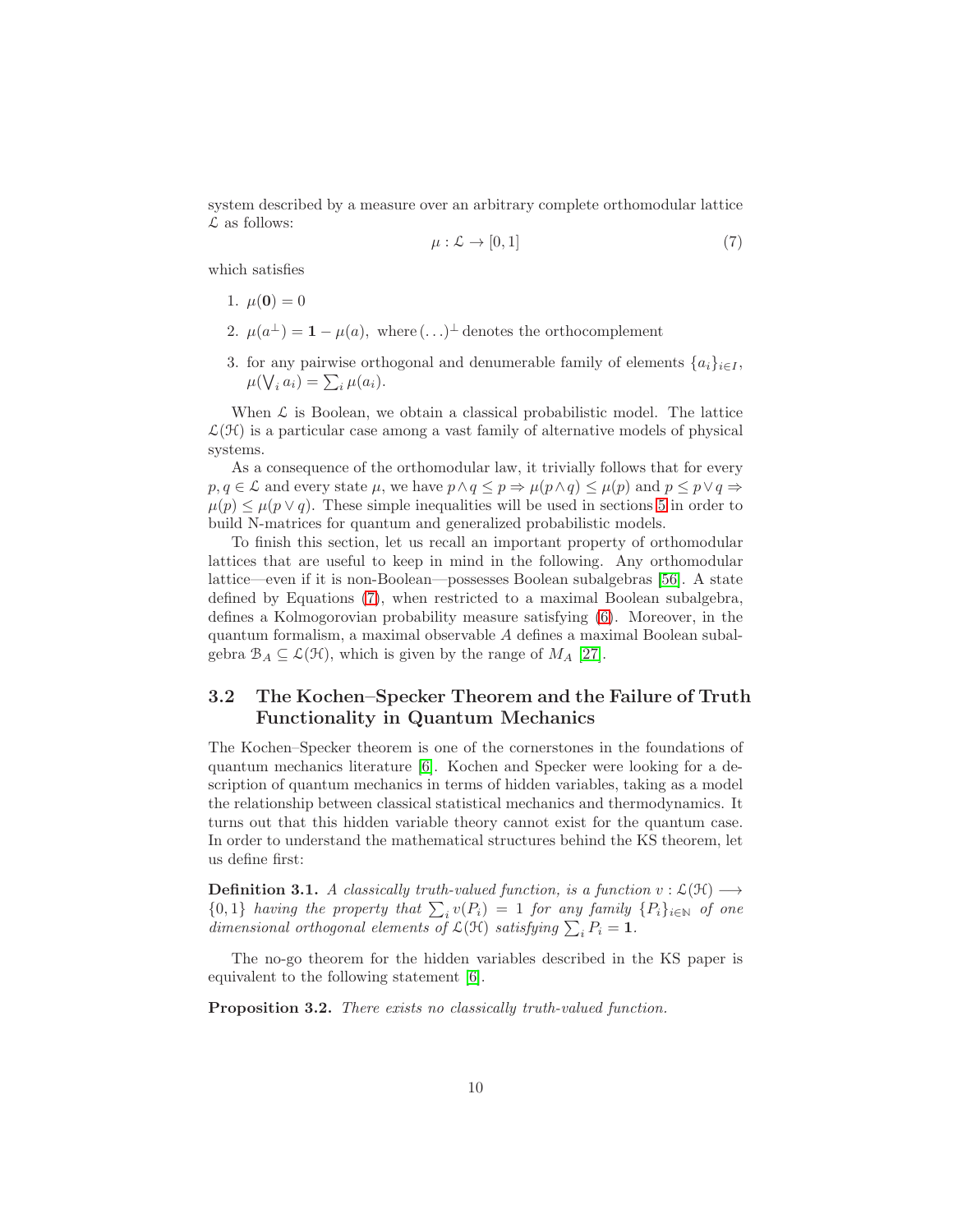system described by a measure over an arbitrary complete orthomodular lattice $\mathcal{L}$ as follows:

$$\mu : \mathcal{L} \to [0, 1] \tag{7}$$

which satisfies

1. $\mu(\mathbf{0}) = 0$
2. $\mu(a^{\perp}) = \mathbf{1} - \mu(a)$, where $(\ldots)^{\perp}$ denotes the orthocomplement
3. for any pairwise orthogonal and denumerable family of elements $\{a_i\}_{i \in I}$, $\mu(\bigvee_i a_i) = \sum_i \mu(a_i)$.

When $\mathcal{L}$ is Boolean, we obtain a classical probabilistic model. The lattice $\mathcal{L}(\mathcal{H})$ is a particular case among a vast family of alternative models of physical systems.

As a consequence of the orthomodular law, it trivially follows that for every $p, q \in \mathcal{L}$ and every state $\mu$, we have $p \wedge q \leq p \Rightarrow \mu(p \wedge q) \leq \mu(p)$ and $p \leq p \vee q \Rightarrow \mu(p) \leq \mu(p \vee q)$. These simple inequalities will be used in sections 5 in order to build N-matrices for quantum and generalized probabilistic models.

To finish this section, let us recall an important property of orthomodular lattices that are useful to keep in mind in the following. Any orthomodular lattice—even if it is non-Boolean—possesses Boolean subalgebras [56]. A state defined by Equations (7), when restricted to a maximal Boolean subalgebra, defines a Kolmogorovian probability measure satisfying (6). Moreover, in the quantum formalism, a maximal observable $A$ defines a maximal Boolean subalgebra $\mathcal{B}_A \subseteq \mathcal{L}(\mathcal{H})$, which is given by the range of $M_A$ [27].

### 3.2 The Kochen–Specker Theorem and the Failure of Truth Functionality in Quantum Mechanics

The Kochen–Specker theorem is one of the cornerstones in the foundations of quantum mechanics literature [6]. Kochen and Specker were looking for a description of quantum mechanics in terms of hidden variables, taking as a model the relationship between classical statistical mechanics and thermodynamics. It turns out that this hidden variable theory cannot exist for the quantum case. In order to understand the mathematical structures behind the KS theorem, let us define first:

**Definition 3.1.** *A classically truth-valued function, is a function $v : \mathcal{L}(\mathcal{H}) \longrightarrow \{0, 1\}$ having the property that $\sum_i v(P_i) = 1$ for any family $\{P_i\}_{i \in \mathbb{N}}$ of one dimensional orthogonal elements of $\mathcal{L}(\mathcal{H})$ satisfying $\sum_i P_i = \mathbf{1}$.*

The no-go theorem for the hidden variables described in the KS paper is equivalent to the following statement [6].

**Proposition 3.2.** *There exists no classically truth-valued function.*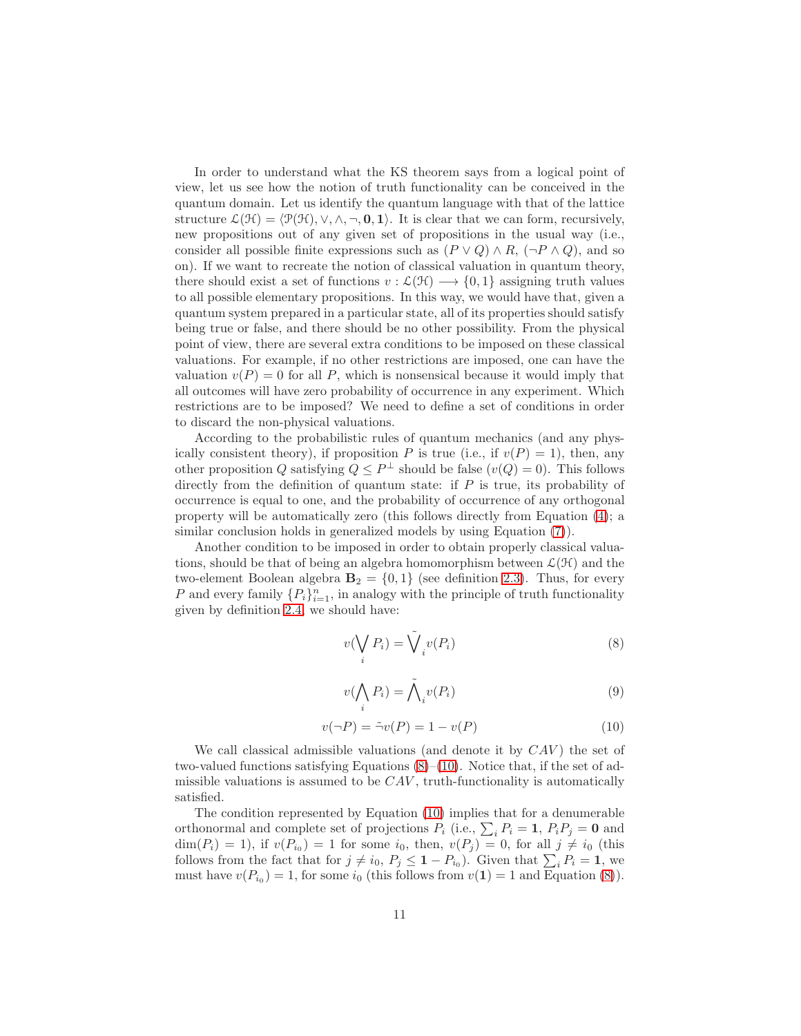In order to understand what the KS theorem says from a logical point of view, let us see how the notion of truth functionality can be conceived in the quantum domain. Let us identify the quantum language with that of the lattice structure $\mathcal{L}(\mathcal{H}) = \langle \mathcal{P}(\mathcal{H}), \vee, \wedge, \neg, \mathbf{0}, \mathbf{1} \rangle$. It is clear that we can form, recursively, new propositions out of any given set of propositions in the usual way (i.e., consider all possible finite expressions such as $(P \vee Q) \wedge R$, $(\neg P \wedge Q)$, and so on). If we want to recreate the notion of classical valuation in quantum theory, there should exist a set of functions $v : \mathcal{L}(\mathcal{H}) \longrightarrow \{0, 1\}$ assigning truth values to all possible elementary propositions. In this way, we would have that, given a quantum system prepared in a particular state, all of its properties should satisfy being true or false, and there should be no other possibility. From the physical point of view, there are several extra conditions to be imposed on these classical valuations. For example, if no other restrictions are imposed, one can have the valuation $v(P) = 0$ for all $P$, which is nonsensical because it would imply that all outcomes will have zero probability of occurrence in any experiment. Which restrictions are to be imposed? We need to define a set of conditions in order to discard the non-physical valuations.

According to the probabilistic rules of quantum mechanics (and any physically consistent theory), if proposition $P$ is true (i.e., if $v(P) = 1$), then, any other proposition $Q$ satisfying $Q \leq P^{\perp}$ should be false ($v(Q) = 0$). This follows directly from the definition of quantum state: if $P$ is true, its probability of occurrence is equal to one, and the probability of occurrence of any orthogonal property will be automatically zero (this follows directly from Equation (4); a similar conclusion holds in generalized models by using Equation (7)).

Another condition to be imposed in order to obtain properly classical valuations, should be that of being an algebra homomorphism between $\mathcal{L}(\mathcal{H})$ and the two-element Boolean algebra $\mathbf{B}_2 = \{0, 1\}$ (see definition 2.3). Thus, for every $P$ and every family $\{P_i\}_{i=1}^{n}$, in analogy with the principle of truth functionality given by definition 2.4, we should have:

$$v(\bigvee_i P_i) = \tilde{\bigvee}_i v(P_i) \tag{8}$$

$$v(\bigwedge_i P_i) = \tilde{\bigwedge}_i v(P_i) \tag{9}$$

$$v(\neg P) = \tilde{\neg} v(P) = 1 - v(P) \tag{10}$$

We call classical admissible valuations (and denote it by $CAV$) the set of two-valued functions satisfying Equations (8)–(10). Notice that, if the set of admissible valuations is assumed to be $CAV$, truth-functionality is automatically satisfied.

The condition represented by Equation (10) implies that for a denumerable orthonormal and complete set of projections $P_i$ (i.e., $\sum_i P_i = \mathbf{1}$, $P_i P_j = \mathbf{0}$ and $\dim(P_i) = 1$), if $v(P_{i_0}) = 1$ for some $i_0$, then, $v(P_j) = 0$, for all $j \neq i_0$ (this follows from the fact that for $j \neq i_0$, $P_j \leq \mathbf{1} - P_{i_0}$). Given that $\sum_i P_i = \mathbf{1}$, we must have $v(P_{i_0}) = 1$, for some $i_0$ (this follows from $v(\mathbf{1}) = 1$ and Equation (8)).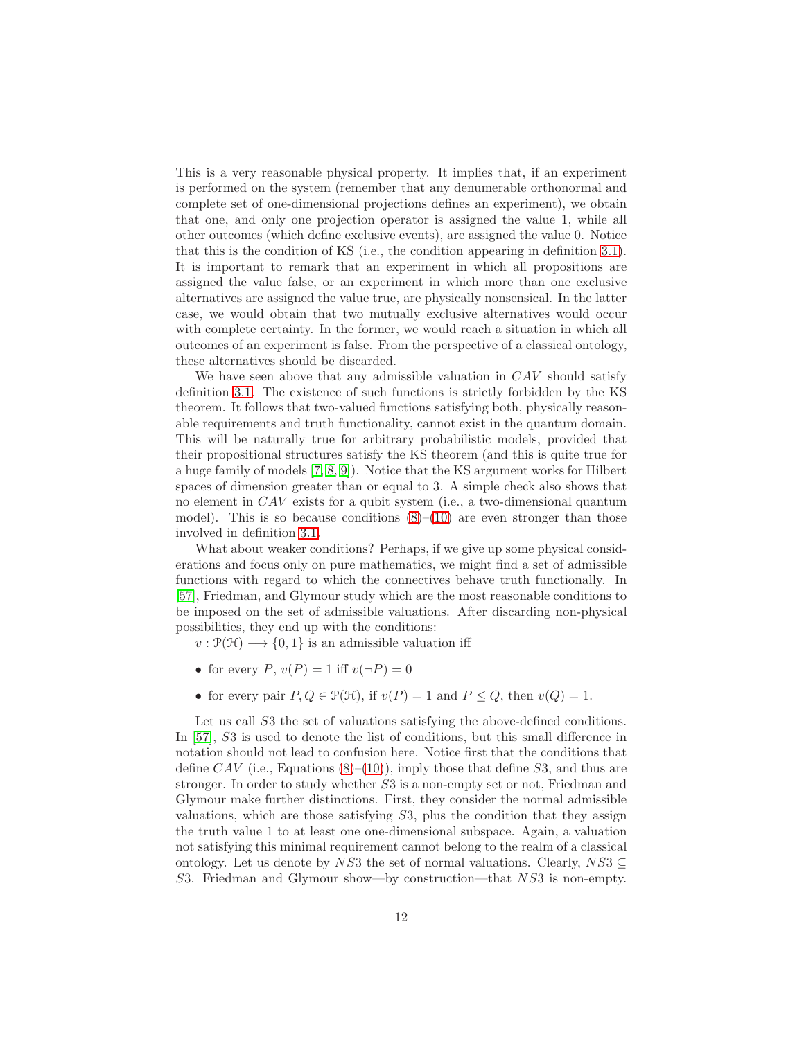This is a very reasonable physical property. It implies that, if an experiment is performed on the system (remember that any denumerable orthonormal and complete set of one-dimensional projections defines an experiment), we obtain that one, and only one projection operator is assigned the value 1, while all other outcomes (which define exclusive events), are assigned the value 0. Notice that this is the condition of KS (i.e., the condition appearing in definition 3.1). It is important to remark that an experiment in which all propositions are assigned the value false, or an experiment in which more than one exclusive alternatives are assigned the value true, are physically nonsensical. In the latter case, we would obtain that two mutually exclusive alternatives would occur with complete certainty. In the former, we would reach a situation in which all outcomes of an experiment is false. From the perspective of a classical ontology, these alternatives should be discarded.

We have seen above that any admissible valuation in $CAV$ should satisfy definition 3.1. The existence of such functions is strictly forbidden by the KS theorem. It follows that two-valued functions satisfying both, physically reasonable requirements and truth functionality, cannot exist in the quantum domain. This will be naturally true for arbitrary probabilistic models, provided that their propositional structures satisfy the KS theorem (and this is quite true for a huge family of models [7, 8, 9]). Notice that the KS argument works for Hilbert spaces of dimension greater than or equal to 3. A simple check also shows that no element in $CAV$ exists for a qubit system (i.e., a two-dimensional quantum model). This is so because conditions (8)–(10) are even stronger than those involved in definition 3.1.

What about weaker conditions? Perhaps, if we give up some physical considerations and focus only on pure mathematics, we might find a set of admissible functions with regard to which the connectives behave truth functionally. In [57], Friedman, and Glymour study which are the most reasonable conditions to be imposed on the set of admissible valuations. After discarding non-physical possibilities, they end up with the conditions:

$v : \mathcal{P}(\mathcal{H}) \longrightarrow \{0, 1\}$ is an admissible valuation iff

- for every $P$, $v(P) = 1$ iff $v(\neg P) = 0$
- for every pair $P, Q \in \mathcal{P}(\mathcal{H})$, if $v(P) = 1$ and $P \leq Q$, then $v(Q) = 1$.

Let us call $S3$ the set of valuations satisfying the above-defined conditions. In [57], $S3$ is used to denote the list of conditions, but this small difference in notation should not lead to confusion here. Notice first that the conditions that define $CAV$ (i.e., Equations (8)–(10)), imply those that define $S3$, and thus are stronger. In order to study whether $S3$ is a non-empty set or not, Friedman and Glymour make further distinctions. First, they consider the normal admissible valuations, which are those satisfying $S3$, plus the condition that they assign the truth value 1 to at least one one-dimensional subspace. Again, a valuation not satisfying this minimal requirement cannot belong to the realm of a classical ontology. Let us denote by $NS3$ the set of normal valuations. Clearly, $NS3 \subseteq S3$. Friedman and Glymour show—by construction—that $NS3$ is non-empty.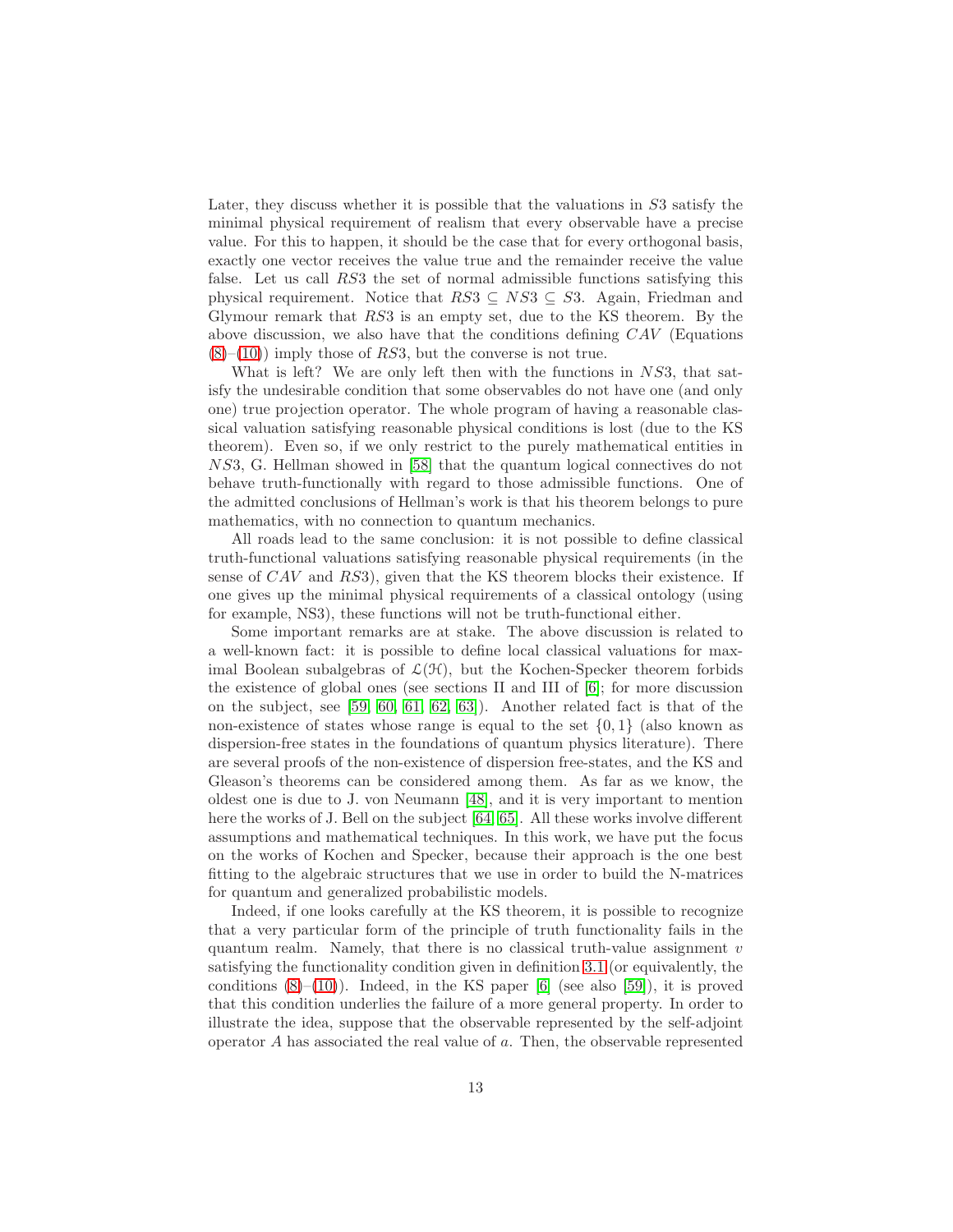Later, they discuss whether it is possible that the valuations in $S3$ satisfy the minimal physical requirement of realism that every observable have a precise value. For this to happen, it should be the case that for every orthogonal basis, exactly one vector receives the value true and the remainder receive the value false. Let us call $RS3$ the set of normal admissible functions satisfying this physical requirement. Notice that $RS3 \subseteq NS3 \subseteq S3$. Again, Friedman and Glymour remark that $RS3$ is an empty set, due to the KS theorem. By the above discussion, we also have that the conditions defining $CAV$ (Equations (8)–(10)) imply those of $RS3$, but the converse is not true.

What is left? We are only left then with the functions in $NS3$, that satisfy the undesirable condition that some observables do not have one (and only one) true projection operator. The whole program of having a reasonable classical valuation satisfying reasonable physical conditions is lost (due to the KS theorem). Even so, if we only restrict to the purely mathematical entities in $NS3$, G. Hellman showed in [58] that the quantum logical connectives do not behave truth-functionally with regard to those admissible functions. One of the admitted conclusions of Hellman's work is that his theorem belongs to pure mathematics, with no connection to quantum mechanics.

All roads lead to the same conclusion: it is not possible to define classical truth-functional valuations satisfying reasonable physical requirements (in the sense of $CAV$ and $RS3$), given that the KS theorem blocks their existence. If one gives up the minimal physical requirements of a classical ontology (using for example, NS3), these functions will not be truth-functional either.

Some important remarks are at stake. The above discussion is related to a well-known fact: it is possible to define local classical valuations for maximal Boolean subalgebras of $\mathcal{L}(\mathcal{H})$, but the Kochen-Specker theorem forbids the existence of global ones (see sections II and III of [6]; for more discussion on the subject, see [59, 60, 61, 62, 63]). Another related fact is that of the non-existence of states whose range is equal to the set $\{0, 1\}$ (also known as dispersion-free states in the foundations of quantum physics literature). There are several proofs of the non-existence of dispersion free-states, and the KS and Gleason's theorems can be considered among them. As far as we know, the oldest one is due to J. von Neumann [48], and it is very important to mention here the works of J. Bell on the subject [64, 65]. All these works involve different assumptions and mathematical techniques. In this work, we have put the focus on the works of Kochen and Specker, because their approach is the one best fitting to the algebraic structures that we use in order to build the N-matrices for quantum and generalized probabilistic models.

Indeed, if one looks carefully at the KS theorem, it is possible to recognize that a very particular form of the principle of truth functionality fails in the quantum realm. Namely, that there is no classical truth-value assignment $v$ satisfying the functionality condition given in definition 3.1 (or equivalently, the conditions (8)–(10)). Indeed, in the KS paper [6] (see also [59]), it is proved that this condition underlies the failure of a more general property. In order to illustrate the idea, suppose that the observable represented by the self-adjoint operator $A$ has associated the real value of $a$. Then, the observable represented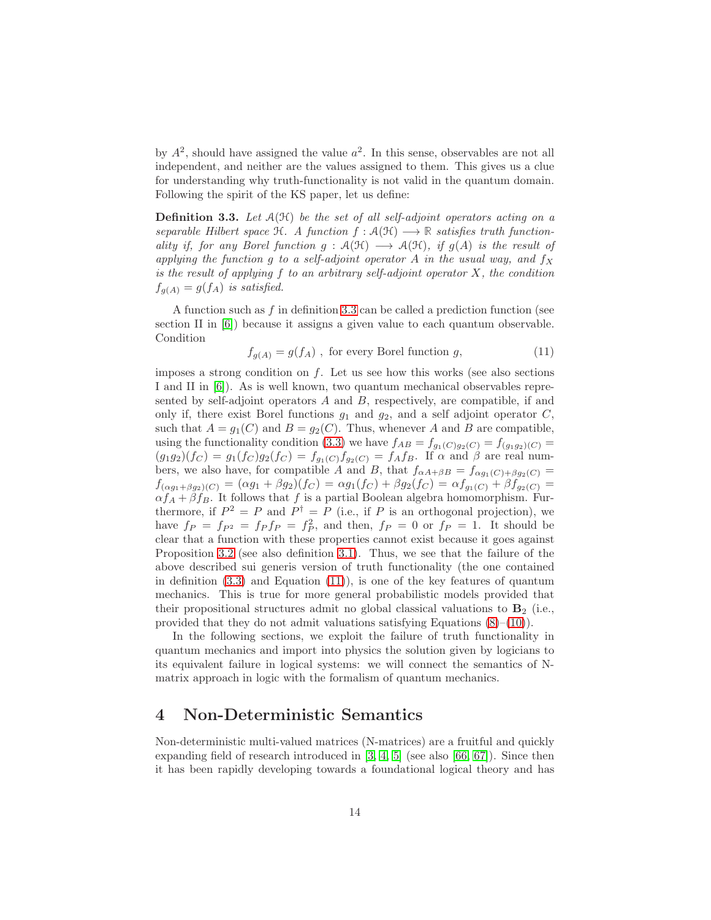by $A^2$, should have assigned the value $a^2$. In this sense, observables are not all independent, and neither are the values assigned to them. This gives us a clue for understanding why truth-functionality is not valid in the quantum domain. Following the spirit of the KS paper, let us define:

**Definition 3.3.** *Let $\mathcal{A}(\mathcal{H})$ be the set of all self-adjoint operators acting on a separable Hilbert space $\mathcal{H}$. A function $f : \mathcal{A}(\mathcal{H}) \longrightarrow \mathbb{R}$ satisfies truth functionality if, for any Borel function $g : \mathcal{A}(\mathcal{H}) \longrightarrow \mathcal{A}(\mathcal{H})$, if $g(A)$ is the result of applying the function $g$ to a self-adjoint operator $A$ in the usual way, and $f_X$ is the result of applying $f$ to an arbitrary self-adjoint operator $X$, the condition $f_{g(A)} = g(f_A)$ is satisfied.*

A function such as $f$ in definition 3.3 can be called a prediction function (see section II in [6]) because it assigns a given value to each quantum observable. Condition

$$f_{g(A)} = g(f_A) \text{ , for every Borel function } g, \tag{11}$$

imposes a strong condition on $f$. Let us see how this works (see also sections I and II in [6]). As is well known, two quantum mechanical observables represented by self-adjoint operators $A$ and $B$, respectively, are compatible, if and only if, there exist Borel functions $g_1$ and $g_2$, and a self adjoint operator $C$, such that $A = g_1(C)$ and $B = g_2(C)$. Thus, whenever $A$ and $B$ are compatible, using the functionality condition (3.3) we have $f_{AB} = f_{g_1(C)g_2(C)} = f_{(g_1 g_2)(C)} = (g_1 g_2)(f_C) = g_1(f_C)g_2(f_C) = f_{g_1(C)}f_{g_2(C)} = f_A f_B$. If $\alpha$ and $\beta$ are real numbers, we also have, for compatible $A$ and $B$, that $f_{\alpha A + \beta B} = f_{\alpha g_1(C) + \beta g_2(C)} = f_{(\alpha g_1 + \beta g_2)(C)} = (\alpha g_1 + \beta g_2)(f_C) = \alpha g_1(f_C) + \beta g_2(f_C) = \alpha f_{g_1(C)} + \beta f_{g_2(C)} = \alpha f_A + \beta f_B$. It follows that $f$ is a partial Boolean algebra homomorphism. Furthermore, if $P^2 = P$ and $P^\dagger = P$ (i.e., if $P$ is an orthogonal projection), we have $f_P = f_{P^2} = f_P f_P = f_P^2$, and then, $f_P = 0$ or $f_P = 1$. It should be clear that a function with these properties cannot exist because it goes against Proposition 3.2 (see also definition 3.1). Thus, we see that the failure of the above described sui generis version of truth functionality (the one contained in definition (3.3) and Equation (11)), is one of the key features of quantum mechanics. This is true for more general probabilistic models provided that their propositional structures admit no global classical valuations to $\mathbf{B}_2$ (i.e., provided that they do not admit valuations satisfying Equations (8)–(10)).

In the following sections, we exploit the failure of truth functionality in quantum mechanics and import into physics the solution given by logicians to its equivalent failure in logical systems: we will connect the semantics of N-matrix approach in logic with the formalism of quantum mechanics.

# 4 Non-Deterministic Semantics

Non-deterministic multi-valued matrices (N-matrices) are a fruitful and quickly expanding field of research introduced in [3, 4, 5] (see also [66, 67]). Since then it has been rapidly developing towards a foundational logical theory and has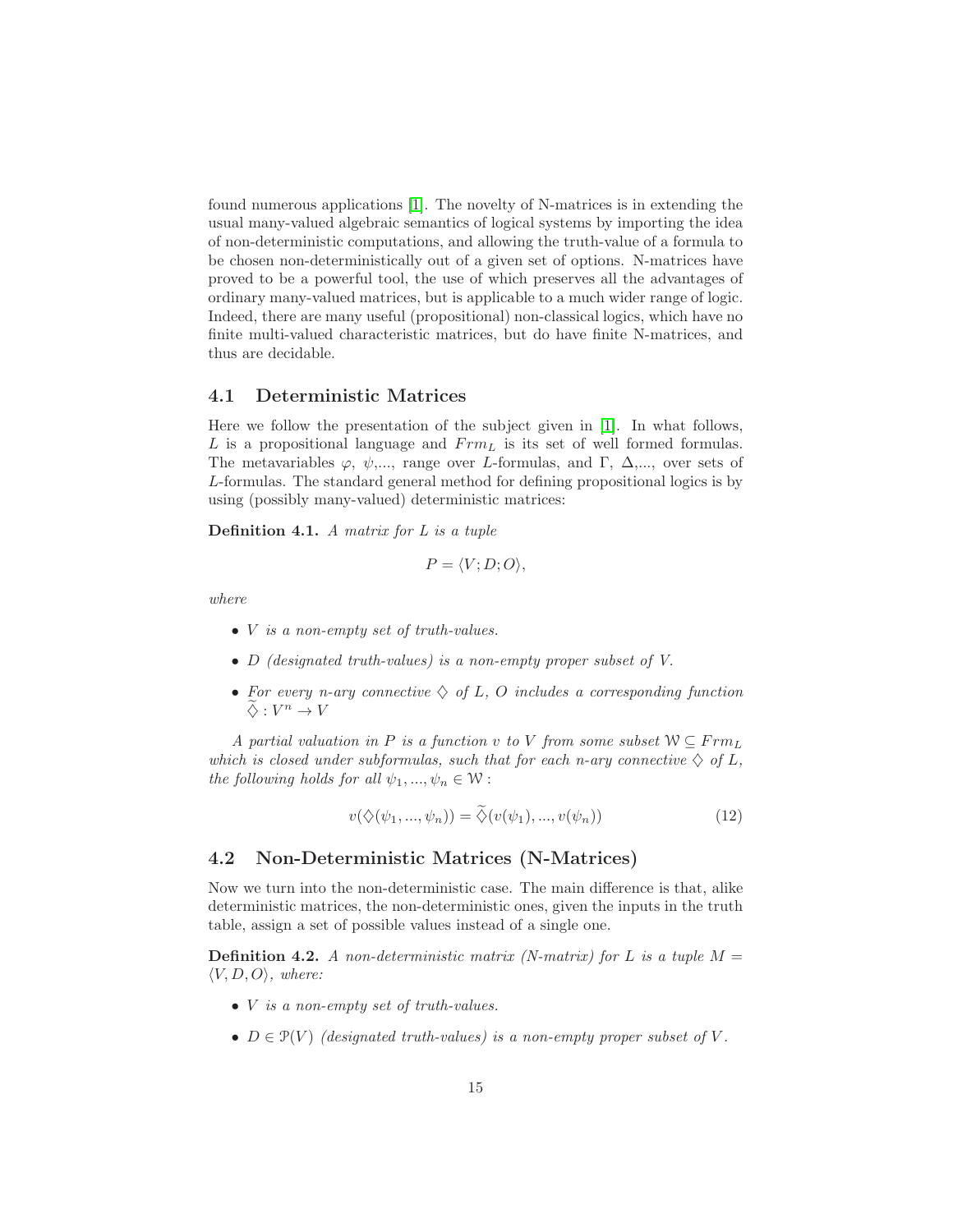found numerous applications [1]. The novelty of N-matrices is in extending the usual many-valued algebraic semantics of logical systems by importing the idea of non-deterministic computations, and allowing the truth-value of a formula to be chosen non-deterministically out of a given set of options. N-matrices have proved to be a powerful tool, the use of which preserves all the advantages of ordinary many-valued matrices, but is applicable to a much wider range of logic. Indeed, there are many useful (propositional) non-classical logics, which have no finite multi-valued characteristic matrices, but do have finite N-matrices, and thus are decidable.

### 4.1 Deterministic Matrices

Here we follow the presentation of the subject given in [1]. In what follows, $L$ is a propositional language and $Frm_L$ is its set of well formed formulas. The metavariables $\varphi$, $\psi$,..., range over $L$-formulas, and $\Gamma$, $\Delta$,..., over sets of $L$-formulas. The standard general method for defining propositional logics is by using (possibly many-valued) deterministic matrices:

**Definition 4.1.** *A matrix for $L$ is a tuple*

$$P = \langle V; D; O \rangle,$$

*where*

- *$V$ is a non-empty set of truth-values.*
- *$D$ (designated truth-values) is a non-empty proper subset of $V$.*
- *For every $n$-ary connective $\diamondsuit$ of $L$, $O$ includes a corresponding function $\widetilde{\diamondsuit} : V^n \to V$*

*A partial valuation in $P$ is a function $v$ to $V$ from some subset $\mathcal{W} \subseteq Frm_L$ which is closed under subformulas, such that for each $n$-ary connective $\diamondsuit$ of $L$, the following holds for all $\psi_1, ..., \psi_n \in \mathcal{W}$ :*

$$v(\diamondsuit(\psi_1, ..., \psi_n)) = \widetilde{\diamondsuit}(v(\psi_1), ..., v(\psi_n)) \tag{12}$$

### 4.2 Non-Deterministic Matrices (N-Matrices)

Now we turn into the non-deterministic case. The main difference is that, alike deterministic matrices, the non-deterministic ones, given the inputs in the truth table, assign a set of possible values instead of a single one.

**Definition 4.2.** *A non-deterministic matrix (N-matrix) for $L$ is a tuple $M = \langle V, D, O \rangle$, where:*

- *$V$ is a non-empty set of truth-values.*
- *$D \in \mathcal{P}(V)$ (designated truth-values) is a non-empty proper subset of $V$.*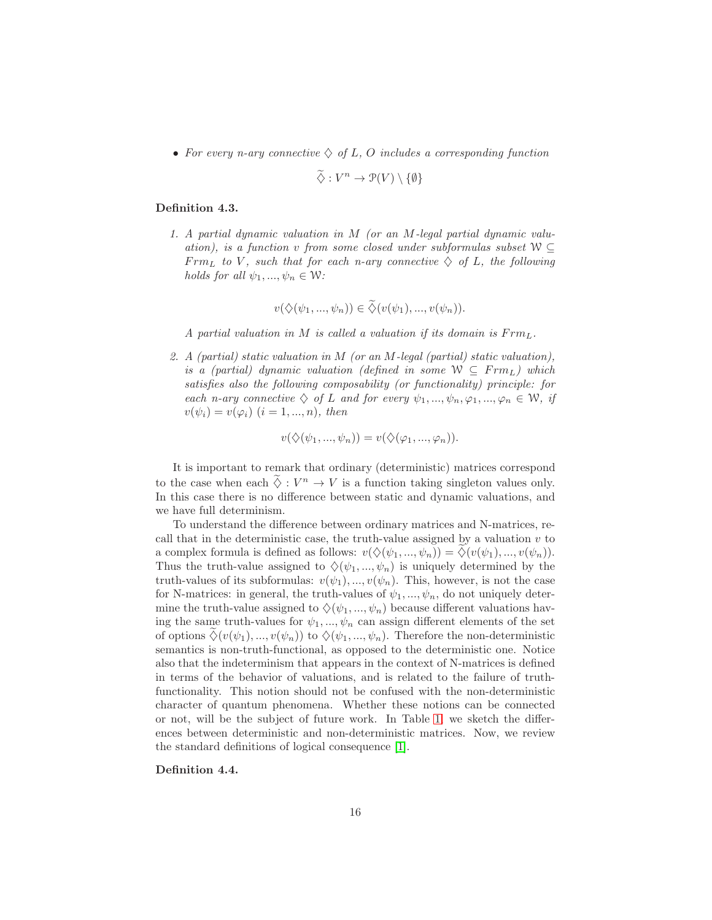- *For every $n$-ary connective $\diamondsuit$ of $L$, $O$ includes a corresponding function*

$$\widetilde{\diamondsuit} : V^n \to \mathcal{P}(V) \setminus \{\emptyset\}$$

**Definition 4.3.**

1. *A partial dynamic valuation in $M$ (or an $M$-legal partial dynamic valuation), is a function $v$ from some closed under subformulas subset $\mathcal{W} \subseteq Frm_L$ to $V$, such that for each $n$-ary connective $\diamondsuit$ of $L$, the following holds for all $\psi_1, ..., \psi_n \in \mathcal{W}$:*

$$v(\diamondsuit(\psi_1, ..., \psi_n)) \in \widetilde{\diamondsuit}(v(\psi_1), ..., v(\psi_n)).$$

   *A partial valuation in $M$ is called a valuation if its domain is $Frm_L$.*

2. *A (partial) static valuation in $M$ (or an $M$-legal (partial) static valuation), is a (partial) dynamic valuation (defined in some $\mathcal{W} \subseteq Frm_L$) which satisfies also the following composability (or functionality) principle: for each $n$-ary connective $\diamondsuit$ of $L$ and for every $\psi_1, ..., \psi_n, \varphi_1, ..., \varphi_n \in \mathcal{W}$, if $v(\psi_i) = v(\varphi_i)$ $(i = 1, ..., n)$, then*

$$v(\diamondsuit(\psi_1, ..., \psi_n)) = v(\diamondsuit(\varphi_1, ..., \varphi_n)).$$

It is important to remark that ordinary (deterministic) matrices correspond to the case when each $\widetilde{\diamondsuit} : V^n \to V$ is a function taking singleton values only. In this case there is no difference between static and dynamic valuations, and we have full determinism.

To understand the difference between ordinary matrices and N-matrices, recall that in the deterministic case, the truth-value assigned by a valuation $v$ to a complex formula is defined as follows: $v(\diamondsuit(\psi_1, ..., \psi_n)) = \widetilde{\diamondsuit}(v(\psi_1), ..., v(\psi_n))$. Thus the truth-value assigned to $\diamondsuit(\psi_1, ..., \psi_n)$ is uniquely determined by the truth-values of its subformulas: $v(\psi_1), ..., v(\psi_n)$. This, however, is not the case for N-matrices: in general, the truth-values of $\psi_1, ..., \psi_n$, do not uniquely determine the truth-value assigned to $\diamondsuit(\psi_1, ..., \psi_n)$ because different valuations having the same truth-values for $\psi_1, ..., \psi_n$ can assign different elements of the set of options $\widetilde{\diamondsuit}(v(\psi_1), ..., v(\psi_n))$ to $\diamondsuit(\psi_1, ..., \psi_n)$. Therefore the non-deterministic semantics is non-truth-functional, as opposed to the deterministic one. Notice also that the indeterminism that appears in the context of N-matrices is defined in terms of the behavior of valuations, and is related to the failure of truth-functionality. This notion should not be confused with the non-deterministic character of quantum phenomena. Whether these notions can be connected or not, will be the subject of future work. In Table 1 we sketch the differences between deterministic and non-deterministic matrices. Now, we review the standard definitions of logical consequence [1].

**Definition 4.4.**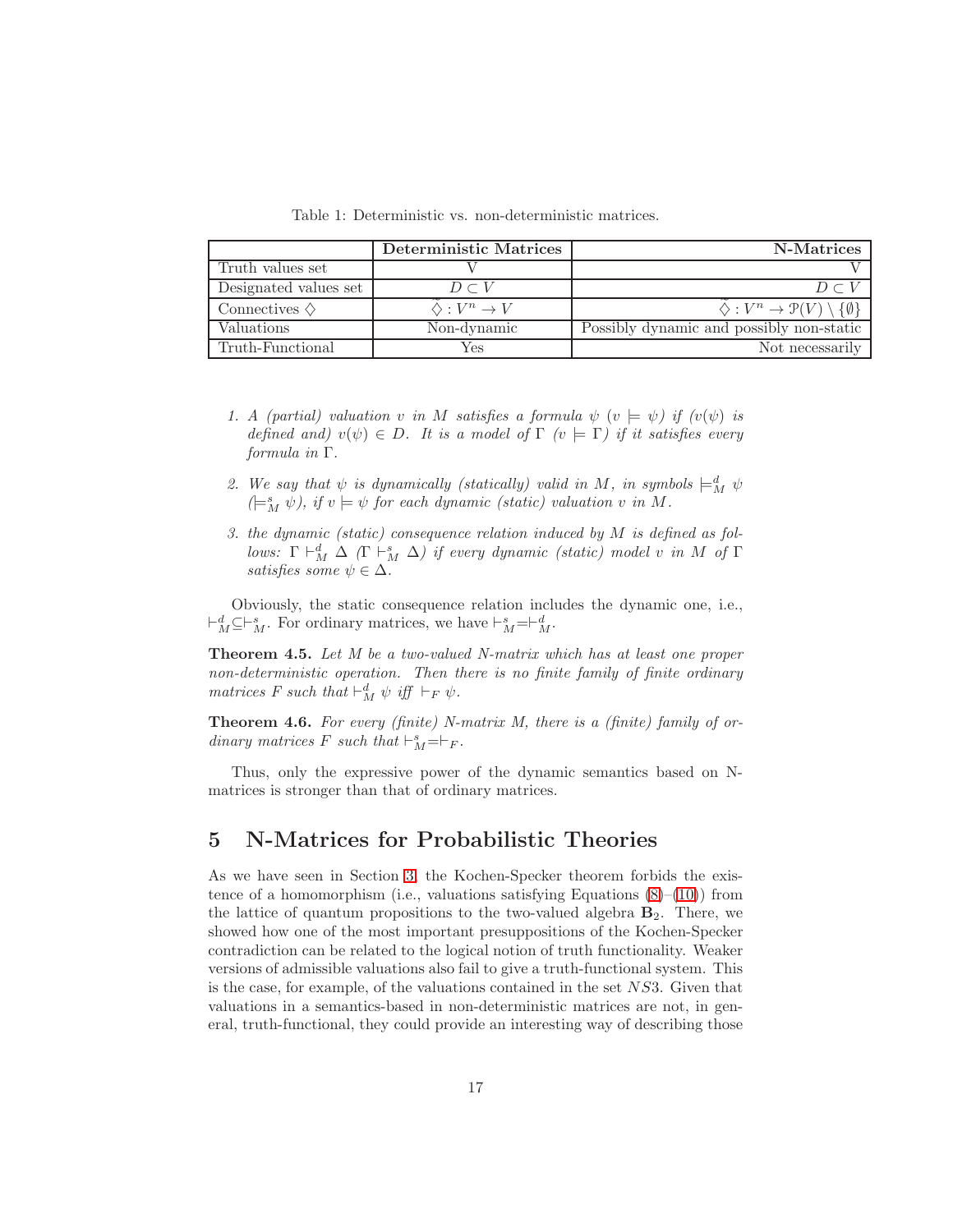Table 1: Deterministic vs. non-deterministic matrices.

| | **Deterministic Matrices** | **N-Matrices** |
|---|---|---|
| Truth values set | V | V |
| Designated values set | $D \subset V$ | $D \subset V$ |
| Connectives $\diamondsuit$ | $\tilde{\diamondsuit} : V^n \to V$ | $\tilde{\diamondsuit} : V^n \to \mathcal{P}(V) \setminus \{\emptyset\}$ |
| Valuations | Non-dynamic | Possibly dynamic and possibly non-static |
| Truth-Functional | Yes | Not necessarily |

1. *A (partial) valuation $v$ in $M$ satisfies a formula $\psi$ ($v \models \psi$) if ($v(\psi)$ is defined and) $v(\psi) \in D$. It is a model of $\Gamma$ ($v \models \Gamma$) if it satisfies every formula in $\Gamma$.*

2. *We say that $\psi$ is dynamically (statically) valid in $M$, in symbols $\models^d_M \psi$ ($\models^s_M \psi$), if $v \models \psi$ for each dynamic (static) valuation $v$ in $M$.*

3. *the dynamic (static) consequence relation induced by $M$ is defined as follows: $\Gamma \vdash^d_M \Delta$ ($\Gamma \vdash^s_M \Delta$) if every dynamic (static) model $v$ in $M$ of $\Gamma$ satisfies some $\psi \in \Delta$.*

Obviously, the static consequence relation includes the dynamic one, i.e., $\vdash^d_M \subseteq \vdash^s_M$. For ordinary matrices, we have $\vdash^s_M = \vdash^d_M$.

**Theorem 4.5.** *Let $M$ be a two-valued N-matrix which has at least one proper non-deterministic operation. Then there is no finite family of finite ordinary matrices $F$ such that $\vdash^d_M \psi$ iff $\vdash_F \psi$.*

**Theorem 4.6.** *For every (finite) N-matrix $M$, there is a (finite) family of ordinary matrices $F$ such that $\vdash^s_M = \vdash_F$.*

Thus, only the expressive power of the dynamic semantics based on N-matrices is stronger than that of ordinary matrices.

## 5 N-Matrices for Probabilistic Theories

As we have seen in Section 3, the Kochen-Specker theorem forbids the existence of a homomorphism (i.e., valuations satisfying Equations (8)–(10)) from the lattice of quantum propositions to the two-valued algebra $\mathbf{B}_2$. There, we showed how one of the most important presuppositions of the Kochen-Specker contradiction can be related to the logical notion of truth functionality. Weaker versions of admissible valuations also fail to give a truth-functional system. This is the case, for example, of the valuations contained in the set $NS3$. Given that valuations in a semantics-based in non-deterministic matrices are not, in general, truth-functional, they could provide an interesting way of describing those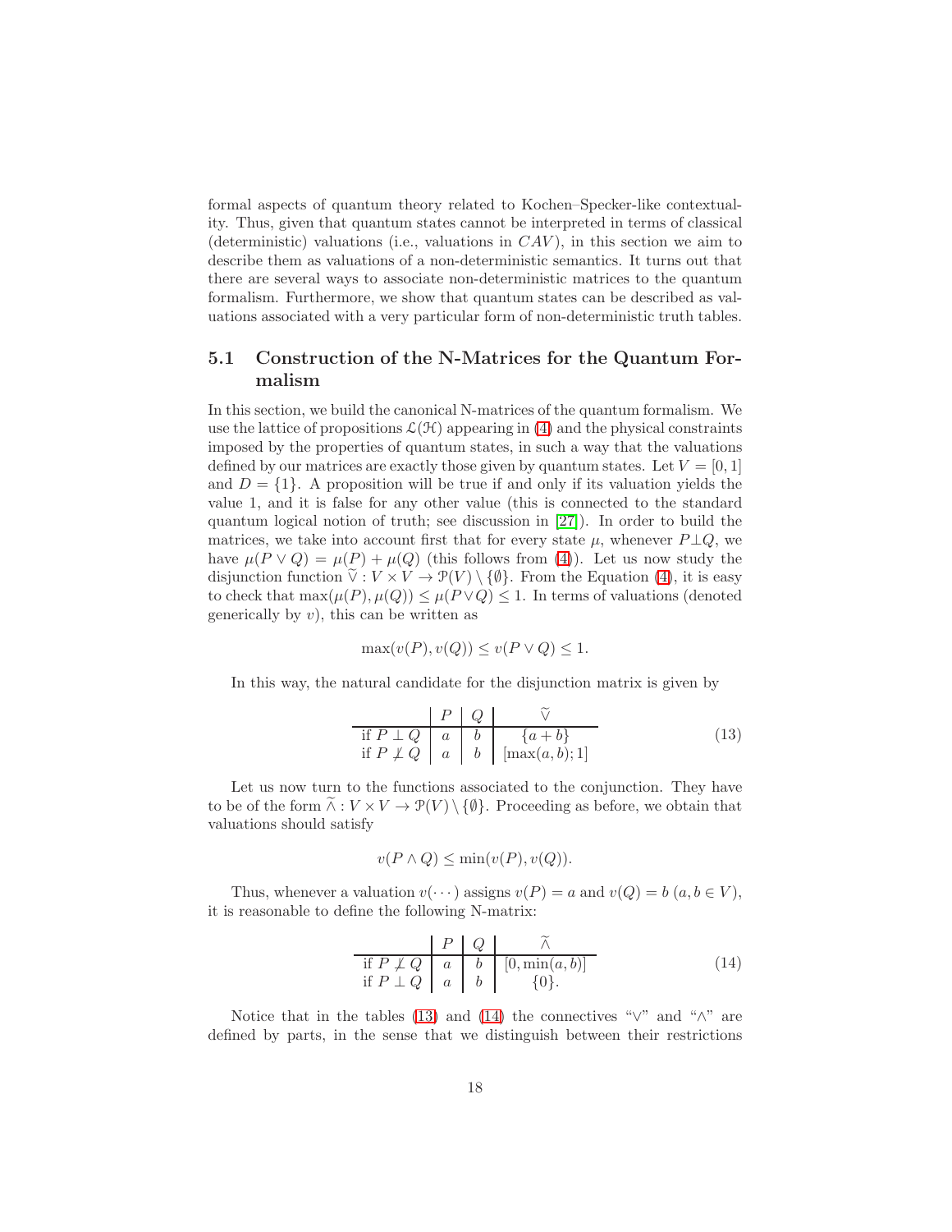formal aspects of quantum theory related to Kochen–Specker-like contextuality. Thus, given that quantum states cannot be interpreted in terms of classical (deterministic) valuations (i.e., valuations in $CAV$), in this section we aim to describe them as valuations of a non-deterministic semantics. It turns out that there are several ways to associate non-deterministic matrices to the quantum formalism. Furthermore, we show that quantum states can be described as valuations associated with a very particular form of non-deterministic truth tables.

### 5.1 Construction of the N-Matrices for the Quantum Formalism

In this section, we build the canonical N-matrices of the quantum formalism. We use the lattice of propositions $\mathcal{L}(\mathcal{H})$ appearing in (4) and the physical constraints imposed by the properties of quantum states, in such a way that the valuations defined by our matrices are exactly those given by quantum states. Let $V = [0, 1]$ and $D = \{1\}$. A proposition will be true if and only if its valuation yields the value 1, and it is false for any other value (this is connected to the standard quantum logical notion of truth; see discussion in [27]). In order to build the matrices, we take into account first that for every state $\mu$, whenever $P \perp Q$, we have $\mu(P \vee Q) = \mu(P) + \mu(Q)$ (this follows from (4)). Let us now study the disjunction function $\widetilde{\vee} : V \times V \to \mathcal{P}(V) \setminus \{\emptyset\}$. From the Equation (4), it is easy to check that $\max(\mu(P), \mu(Q)) \leq \mu(P \vee Q) \leq 1$. In terms of valuations (denoted generically by $v$), this can be written as

$$\max(v(P), v(Q)) \leq v(P \vee Q) \leq 1.$$

In this way, the natural candidate for the disjunction matrix is given by

| | $P$ | $Q$ | $\widetilde{\vee}$ |
|---|---|---|---|
| if $P \perp Q$ | $a$ | $b$ | $\{a + b\}$ |
| if $P \not\perp Q$ | $a$ | $b$ | $[\max(a, b); 1]$ |

(13)

Let us now turn to the functions associated to the conjunction. They have to be of the form $\widetilde{\wedge} : V \times V \to \mathcal{P}(V) \setminus \{\emptyset\}$. Proceeding as before, we obtain that valuations should satisfy

$$v(P \wedge Q) \leq \min(v(P), v(Q)).$$

Thus, whenever a valuation $v(\cdots)$ assigns $v(P) = a$ and $v(Q) = b$ ($a, b \in V$), it is reasonable to define the following N-matrix:

| | $P$ | $Q$ | $\widetilde{\wedge}$ |
|---|---|---|---|
| if $P \not\perp Q$ | $a$ | $b$ | $[0, \min(a, b)]$ |
| if $P \perp Q$ | $a$ | $b$ | $\{0\}$. |

(14)

Notice that in the tables (13) and (14) the connectives "$\vee$" and "$\wedge$" are defined by parts, in the sense that we distinguish between their restrictions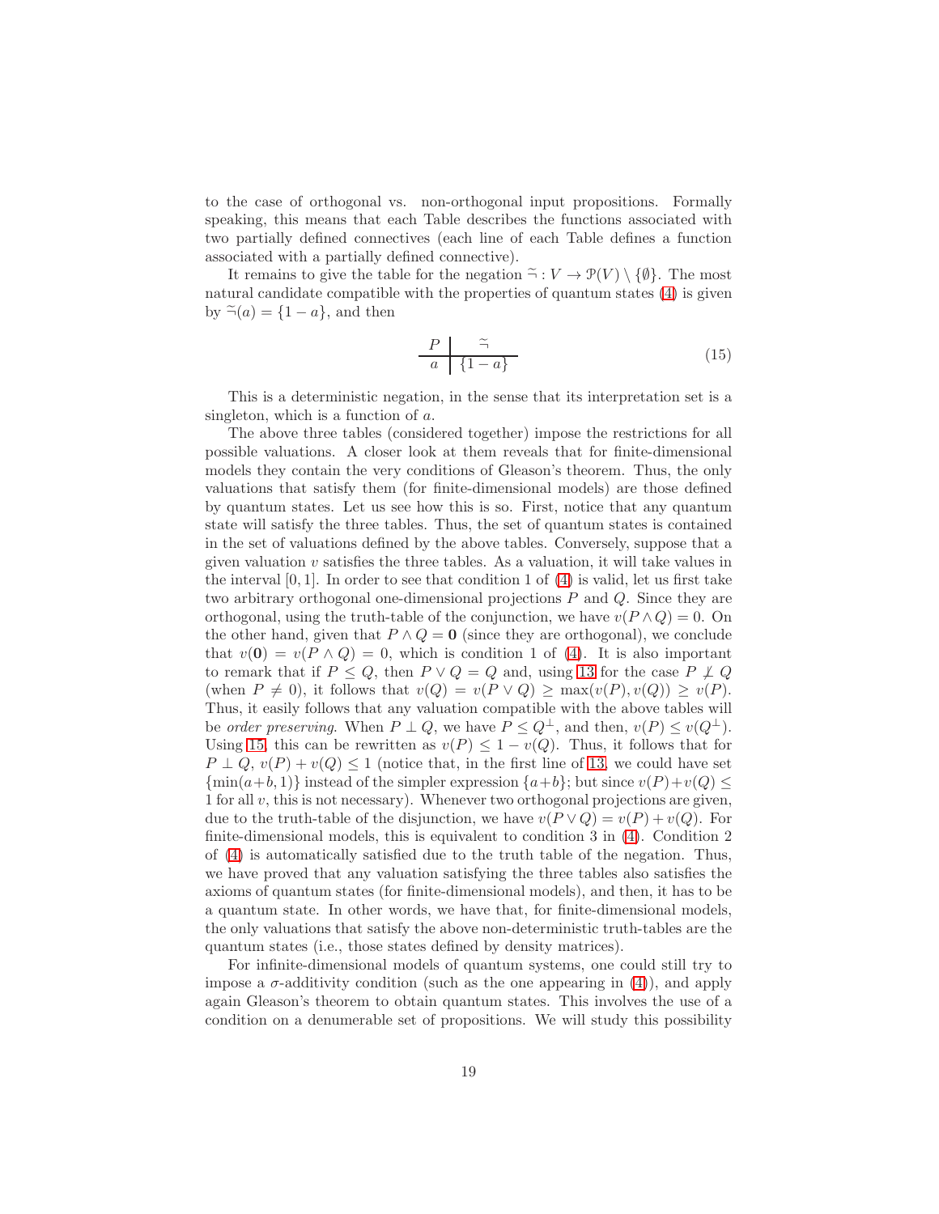to the case of orthogonal vs. non-orthogonal input propositions. Formally speaking, this means that each Table describes the functions associated with two partially defined connectives (each line of each Table defines a function associated with a partially defined connective).

It remains to give the table for the negation $\tilde{\neg} : V \to \mathcal{P}(V) \setminus \{\emptyset\}$. The most natural candidate compatible with the properties of quantum states (4) is given by $\tilde{\neg}(a) = \{1 - a\}$, and then

$$
\begin{array}{c|c}
P & \tilde{\neg} \\
\hline
a & \{1-a\}
\end{array}
\tag{15}
$$

This is a deterministic negation, in the sense that its interpretation set is a singleton, which is a function of $a$.

The above three tables (considered together) impose the restrictions for all possible valuations. A closer look at them reveals that for finite-dimensional models they contain the very conditions of Gleason's theorem. Thus, the only valuations that satisfy them (for finite-dimensional models) are those defined by quantum states. Let us see how this is so. First, notice that any quantum state will satisfy the three tables. Thus, the set of quantum states is contained in the set of valuations defined by the above tables. Conversely, suppose that a given valuation $v$ satisfies the three tables. As a valuation, it will take values in the interval $[0, 1]$. In order to see that condition 1 of (4) is valid, let us first take two arbitrary orthogonal one-dimensional projections $P$ and $Q$. Since they are orthogonal, using the truth-table of the conjunction, we have $v(P \wedge Q) = 0$. On the other hand, given that $P \wedge Q = \mathbf{0}$ (since they are orthogonal), we conclude that $v(\mathbf{0}) = v(P \wedge Q) = 0$, which is condition 1 of (4). It is also important to remark that if $P \leq Q$, then $P \vee Q = Q$ and, using 13 for the case $P \not\perp Q$ (when $P \neq 0$), it follows that $v(Q) = v(P \vee Q) \geq \max(v(P), v(Q)) \geq v(P)$. Thus, it easily follows that any valuation compatible with the above tables will be *order preserving*. When $P \perp Q$, we have $P \leq Q^{\perp}$, and then, $v(P) \leq v(Q^{\perp})$. Using 15, this can be rewritten as $v(P) \leq 1 - v(Q)$. Thus, it follows that for $P \perp Q$, $v(P) + v(Q) \leq 1$ (notice that, in the first line of 13, we could have set $\{\min(a+b, 1)\}$ instead of the simpler expression $\{a+b\}$; but since $v(P)+v(Q) \leq 1$ for all $v$, this is not necessary). Whenever two orthogonal projections are given, due to the truth-table of the disjunction, we have $v(P \vee Q) = v(P) + v(Q)$. For finite-dimensional models, this is equivalent to condition 3 in (4). Condition 2 of (4) is automatically satisfied due to the truth table of the negation. Thus, we have proved that any valuation satisfying the three tables also satisfies the axioms of quantum states (for finite-dimensional models), and then, it has to be a quantum state. In other words, we have that, for finite-dimensional models, the only valuations that satisfy the above non-deterministic truth-tables are the quantum states (i.e., those states defined by density matrices).

For infinite-dimensional models of quantum systems, one could still try to impose a $\sigma$-additivity condition (such as the one appearing in (4)), and apply again Gleason's theorem to obtain quantum states. This involves the use of a condition on a denumerable set of propositions. We will study this possibility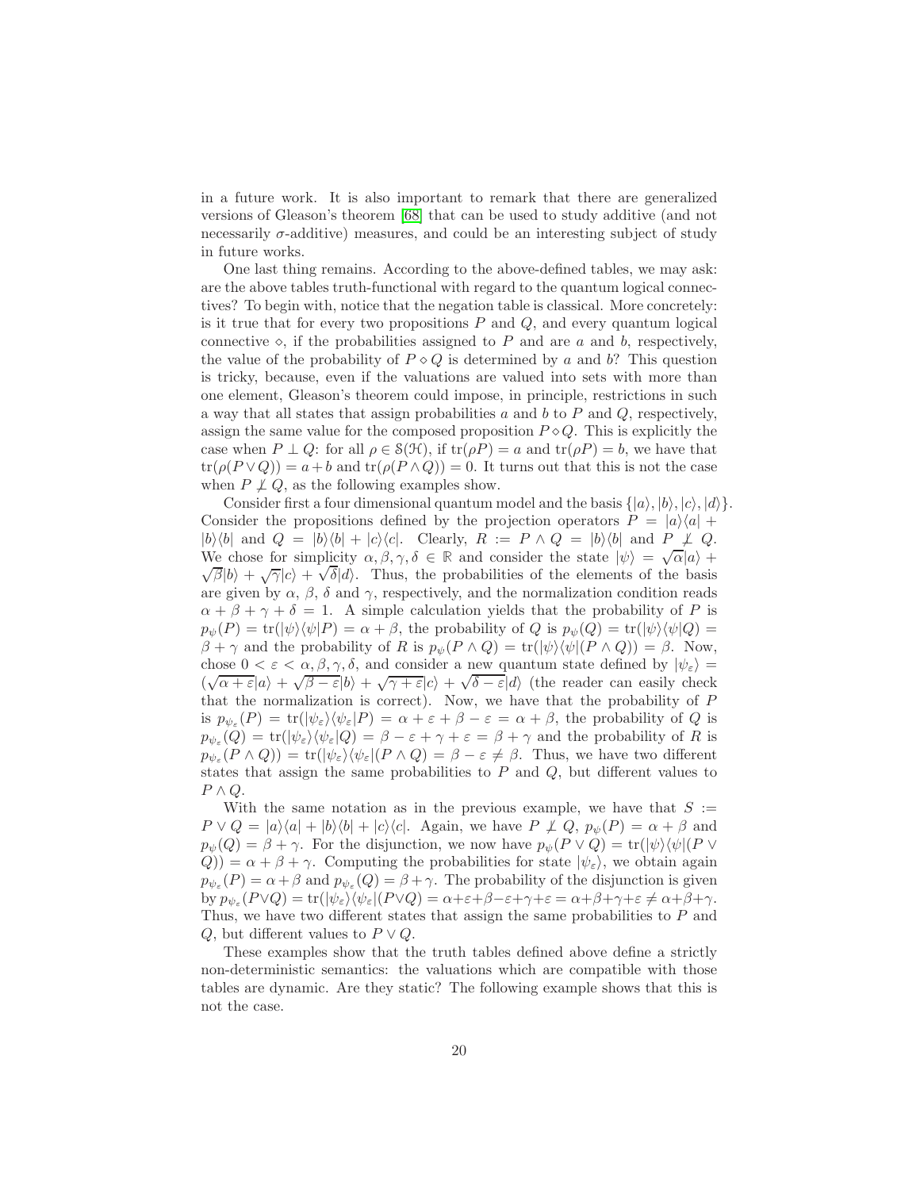in a future work. It is also important to remark that there are generalized versions of Gleason's theorem [68] that can be used to study additive (and not necessarily $\sigma$-additive) measures, and could be an interesting subject of study in future works.

One last thing remains. According to the above-defined tables, we may ask: are the above tables truth-functional with regard to the quantum logical connectives? To begin with, notice that the negation table is classical. More concretely: is it true that for every two propositions $P$ and $Q$, and every quantum logical connective $\diamond$, if the probabilities assigned to $P$ and are $a$ and $b$, respectively, the value of the probability of $P \diamond Q$ is determined by $a$ and $b$? This question is tricky, because, even if the valuations are valued into sets with more than one element, Gleason's theorem could impose, in principle, restrictions in such a way that all states that assign probabilities $a$ and $b$ to $P$ and $Q$, respectively, assign the same value for the composed proposition $P \diamond Q$. This is explicitly the case when $P \perp Q$: for all $\rho \in \mathcal{S}(\mathcal{H})$, if $\mathrm{tr}(\rho P) = a$ and $\mathrm{tr}(\rho P) = b$, we have that $\mathrm{tr}(\rho(P \vee Q)) = a + b$ and $\mathrm{tr}(\rho(P \wedge Q)) = 0$. It turns out that this is not the case when $P \not\perp Q$, as the following examples show.

Consider first a four dimensional quantum model and the basis $\{|a\rangle, |b\rangle, |c\rangle, |d\rangle\}$. Consider the propositions defined by the projection operators $P = |a\rangle\langle a| + |b\rangle\langle b|$ and $Q = |b\rangle\langle b| + |c\rangle\langle c|$. Clearly, $R := P \wedge Q = |b\rangle\langle b|$ and $P \not\perp Q$. We chose for simplicity $\alpha, \beta, \gamma, \delta \in \mathbb{R}$ and consider the state $|\psi\rangle = \sqrt{\alpha}|a\rangle + \sqrt{\beta}|b\rangle + \sqrt{\gamma}|c\rangle + \sqrt{\delta}|d\rangle$. Thus, the probabilities of the elements of the basis are given by $\alpha$, $\beta$, $\delta$ and $\gamma$, respectively, and the normalization condition reads $\alpha + \beta + \gamma + \delta = 1$. A simple calculation yields that the probability of $P$ is $p_\psi(P) = \mathrm{tr}(|\psi\rangle\langle\psi|P) = \alpha + \beta$, the probability of $Q$ is $p_\psi(Q) = \mathrm{tr}(|\psi\rangle\langle\psi|Q) = \beta + \gamma$ and the probability of $R$ is $p_\psi(P \wedge Q) = \mathrm{tr}(|\psi\rangle\langle\psi|(P \wedge Q)) = \beta$. Now, chose $0 < \varepsilon < \alpha, \beta, \gamma, \delta$, and consider a new quantum state defined by $|\psi_\varepsilon\rangle = (\sqrt{\alpha + \varepsilon}|a\rangle + \sqrt{\beta - \varepsilon}|b\rangle + \sqrt{\gamma + \varepsilon}|c\rangle + \sqrt{\delta - \varepsilon}|d\rangle$ (the reader can easily check that the normalization is correct). Now, we have that the probability of $P$ is $p_{\psi_\varepsilon}(P) = \mathrm{tr}(|\psi_\varepsilon\rangle\langle\psi_\varepsilon|P) = \alpha + \varepsilon + \beta - \varepsilon = \alpha + \beta$, the probability of $Q$ is $p_{\psi_\varepsilon}(Q) = \mathrm{tr}(|\psi_\varepsilon\rangle\langle\psi_\varepsilon|Q) = \beta - \varepsilon + \gamma + \varepsilon = \beta + \gamma$ and the probability of $R$ is $p_{\psi_\varepsilon}(P \wedge Q)) = \mathrm{tr}(|\psi_\varepsilon\rangle\langle\psi_\varepsilon|(P \wedge Q) = \beta - \varepsilon \neq \beta$. Thus, we have two different states that assign the same probabilities to $P$ and $Q$, but different values to $P \wedge Q$.

With the same notation as in the previous example, we have that $S := P \vee Q = |a\rangle\langle a| + |b\rangle\langle b| + |c\rangle\langle c|$. Again, we have $P \not\perp Q$, $p_\psi(P) = \alpha + \beta$ and $p_\psi(Q) = \beta + \gamma$. For the disjunction, we now have $p_\psi(P \vee Q) = \mathrm{tr}(|\psi\rangle\langle\psi|(P \vee Q)) = \alpha + \beta + \gamma$. Computing the probabilities for state $|\psi_\varepsilon\rangle$, we obtain again $p_{\psi_\varepsilon}(P) = \alpha + \beta$ and $p_{\psi_\varepsilon}(Q) = \beta + \gamma$. The probability of the disjunction is given by $p_{\psi_\varepsilon}(P \vee Q) = \mathrm{tr}(|\psi_\varepsilon\rangle\langle\psi_\varepsilon|(P \vee Q) = \alpha + \varepsilon + \beta - \varepsilon + \gamma + \varepsilon = \alpha + \beta + \gamma + \varepsilon \neq \alpha + \beta + \gamma$. Thus, we have two different states that assign the same probabilities to $P$ and $Q$, but different values to $P \vee Q$.

These examples show that the truth tables defined above define a strictly non-deterministic semantics: the valuations which are compatible with those tables are dynamic. Are they static? The following example shows that this is not the case.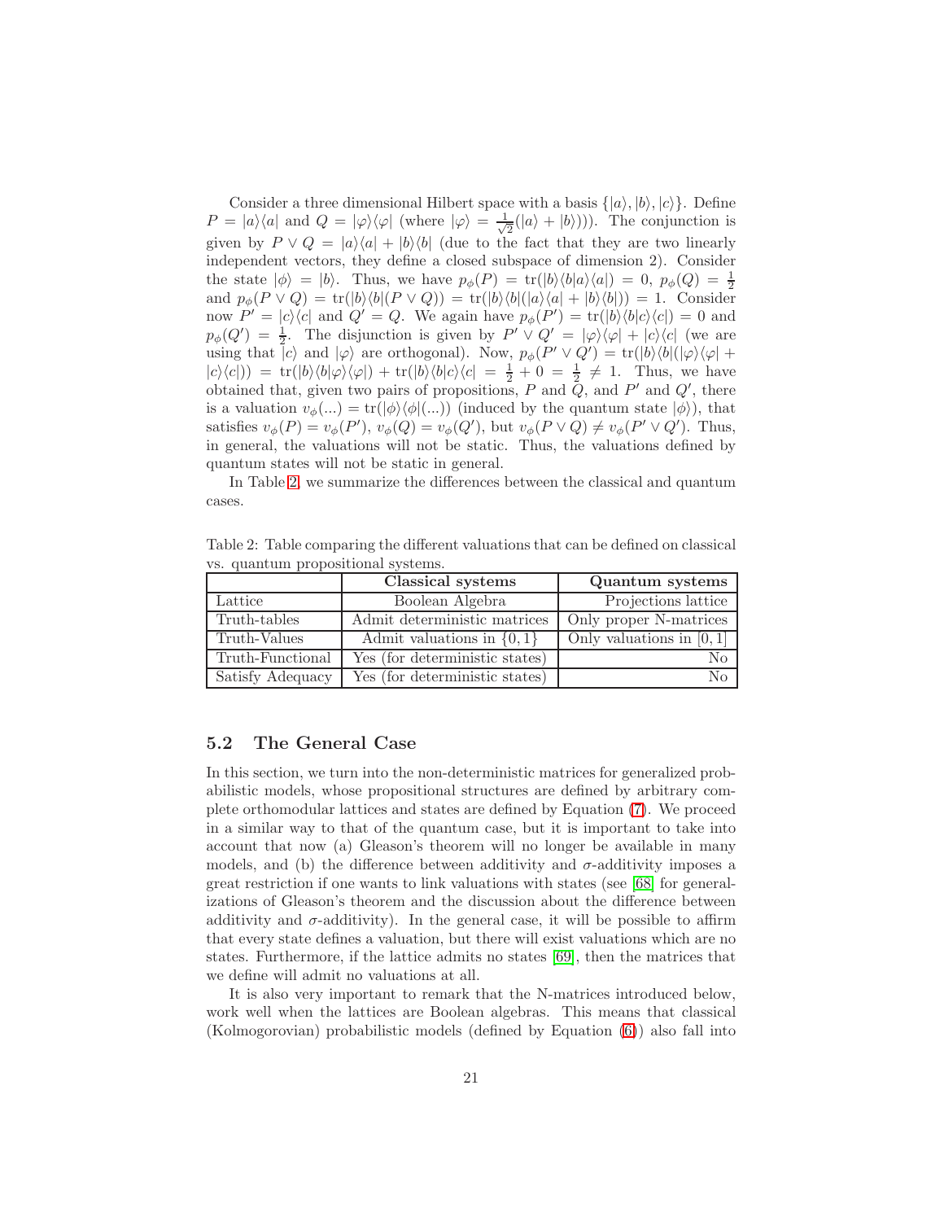Consider a three dimensional Hilbert space with a basis $\{|a\rangle, |b\rangle, |c\rangle\}$. Define $P = |a\rangle\langle a|$ and $Q = |\varphi\rangle\langle\varphi|$ (where $|\varphi\rangle = \frac{1}{\sqrt{2}}(|a\rangle + |b\rangle)$)). The conjunction is given by $P \vee Q = |a\rangle\langle a| + |b\rangle\langle b|$ (due to the fact that they are two linearly independent vectors, they define a closed subspace of dimension 2). Consider the state $|\phi\rangle = |b\rangle$. Thus, we have $p_\phi(P) = \mathrm{tr}(|b\rangle\langle b|a\rangle\langle a|) = 0$, $p_\phi(Q) = \frac{1}{2}$ and $p_\phi(P \vee Q) = \mathrm{tr}(|b\rangle\langle b|(P \vee Q)) = \mathrm{tr}(|b\rangle\langle b|(|a\rangle\langle a| + |b\rangle\langle b|)) = 1$. Consider now $P' = |c\rangle\langle c|$ and $Q' = Q$. We again have $p_\phi(P') = \mathrm{tr}(|b\rangle\langle b|c\rangle\langle c|) = 0$ and $p_\phi(Q') = \frac{1}{2}$. The disjunction is given by $P' \vee Q' = |\varphi\rangle\langle\varphi| + |c\rangle\langle c|$ (we are using that $|c\rangle$ and $|\varphi\rangle$ are orthogonal). Now, $p_\phi(P' \vee Q') = \mathrm{tr}(|b\rangle\langle b|(|\varphi\rangle\langle\varphi| + |c\rangle\langle c|)) = \mathrm{tr}(|b\rangle\langle b|\varphi\rangle\langle\varphi|) + \mathrm{tr}(|b\rangle\langle b|c\rangle\langle c| = \frac{1}{2} + 0 = \frac{1}{2} \neq 1$. Thus, we have obtained that, given two pairs of propositions, $P$ and $Q$, and $P'$ and $Q'$, there is a valuation $v_\phi(...) = \mathrm{tr}(|\phi\rangle\langle\phi|(...))$ (induced by the quantum state $|\phi\rangle$), that satisfies $v_\phi(P) = v_\phi(P')$, $v_\phi(Q) = v_\phi(Q')$, but $v_\phi(P \vee Q) \neq v_\phi(P' \vee Q')$. Thus, in general, the valuations will not be static. Thus, the valuations defined by quantum states will not be static in general.

In Table 2, we summarize the differences between the classical and quantum cases.

Table 2: Table comparing the different valuations that can be defined on classical vs. quantum propositional systems.

| | **Classical systems** | **Quantum systems** |
|---|---|---|
| Lattice | Boolean Algebra | Projections lattice |
| Truth-tables | Admit deterministic matrices | Only proper N-matrices |
| Truth-Values | Admit valuations in $\{0, 1\}$ | Only valuations in $[0, 1]$ |
| Truth-Functional | Yes (for deterministic states) | No |
| Satisfy Adequacy | Yes (for deterministic states) | No |

## 5.2 The General Case

In this section, we turn into the non-deterministic matrices for generalized probabilistic models, whose propositional structures are defined by arbitrary complete orthomodular lattices and states are defined by Equation (7). We proceed in a similar way to that of the quantum case, but it is important to take into account that now (a) Gleason's theorem will no longer be available in many models, and (b) the difference between additivity and $\sigma$-additivity imposes a great restriction if one wants to link valuations with states (see [68] for generalizations of Gleason's theorem and the discussion about the difference between additivity and $\sigma$-additivity). In the general case, it will be possible to affirm that every state defines a valuation, but there will exist valuations which are no states. Furthermore, if the lattice admits no states [69], then the matrices that we define will admit no valuations at all.

It is also very important to remark that the N-matrices introduced below, work well when the lattices are Boolean algebras. This means that classical (Kolmogorovian) probabilistic models (defined by Equation (6)) also fall into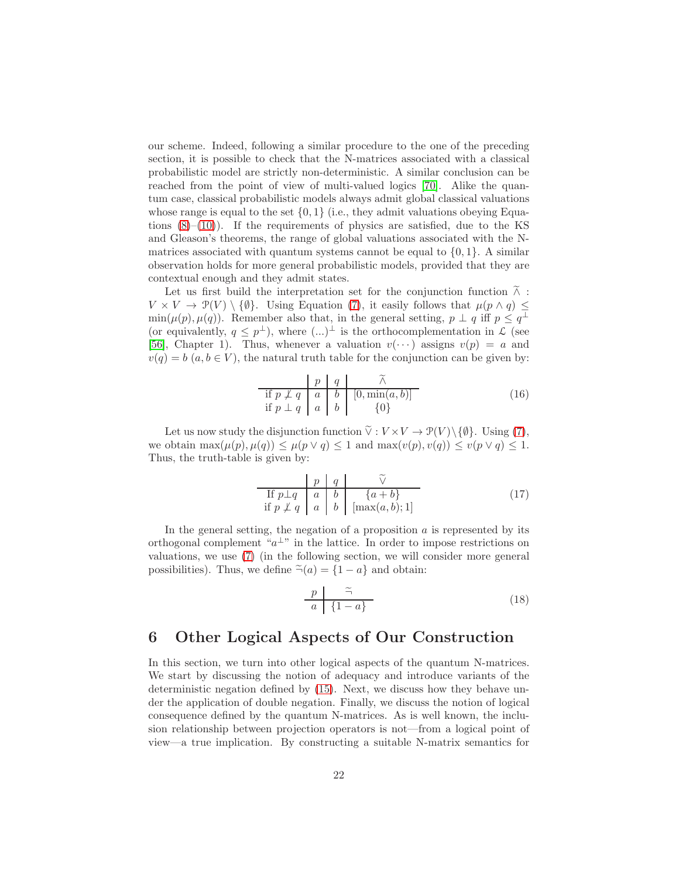our scheme. Indeed, following a similar procedure to the one of the preceding section, it is possible to check that the N-matrices associated with a classical probabilistic model are strictly non-deterministic. A similar conclusion can be reached from the point of view of multi-valued logics [70]. Alike the quantum case, classical probabilistic models always admit global classical valuations whose range is equal to the set $\{0, 1\}$ (i.e., they admit valuations obeying Equations (8)–(10)). If the requirements of physics are satisfied, due to the KS and Gleason's theorems, the range of global valuations associated with the N-matrices associated with quantum systems cannot be equal to $\{0, 1\}$. A similar observation holds for more general probabilistic models, provided that they are contextual enough and they admit states.

Let us first build the interpretation set for the conjunction function $\widetilde{\wedge} : V \times V \to \mathcal{P}(V) \setminus \{\emptyset\}$. Using Equation (7), it easily follows that $\mu(p \wedge q) \leq \min(\mu(p), \mu(q))$. Remember also that, in the general setting, $p \perp q$ iff $p \leq q^{\perp}$ (or equivalently, $q \leq p^{\perp}$), where $(...)^{\perp}$ is the orthocomplementation in $\mathcal{L}$ (see [56], Chapter 1). Thus, whenever a valuation $v(\cdots)$ assigns $v(p) = a$ and $v(q) = b$ ($a, b \in V$), the natural truth table for the conjunction can be given by:

|  | $p$ | $q$ | $\widetilde{\wedge}$ |
|---|---|---|---|
| if $p \not\perp q$ | $a$ | $b$ | $[0, \min(a, b)]$ |
| if $p \perp q$ | $a$ | $b$ | $\{0\}$ |

(16)

Let us now study the disjunction function $\widetilde{\vee} : V \times V \to \mathcal{P}(V) \setminus \{\emptyset\}$. Using (7), we obtain $\max(\mu(p), \mu(q)) \leq \mu(p \vee q) \leq 1$ and $\max(v(p), v(q)) \leq v(p \vee q) \leq 1$. Thus, the truth-table is given by:

|  | $p$ | $q$ | $\widetilde{\vee}$ |
|---|---|---|---|
| If $p \perp q$ | $a$ | $b$ | $\{a + b\}$ |
| if $p \not\perp q$ | $a$ | $b$ | $[\max(a, b); 1]$ |

(17)

In the general setting, the negation of a proposition $a$ is represented by its orthogonal complement "$a^{\perp}$" in the lattice. In order to impose restrictions on valuations, we use (7) (in the following section, we will consider more general possibilities). Thus, we define $\widetilde{\neg}(a) = \{1 - a\}$ and obtain:

| $p$ | $\widetilde{\neg}$ |
|---|---|
| $a$ | $\{1 - a\}$ |

(18)

# 6 Other Logical Aspects of Our Construction

In this section, we turn into other logical aspects of the quantum N-matrices. We start by discussing the notion of adequacy and introduce variants of the deterministic negation defined by (15). Next, we discuss how they behave under the application of double negation. Finally, we discuss the notion of logical consequence defined by the quantum N-matrices. As is well known, the inclusion relationship between projection operators is not—from a logical point of view—a true implication. By constructing a suitable N-matrix semantics for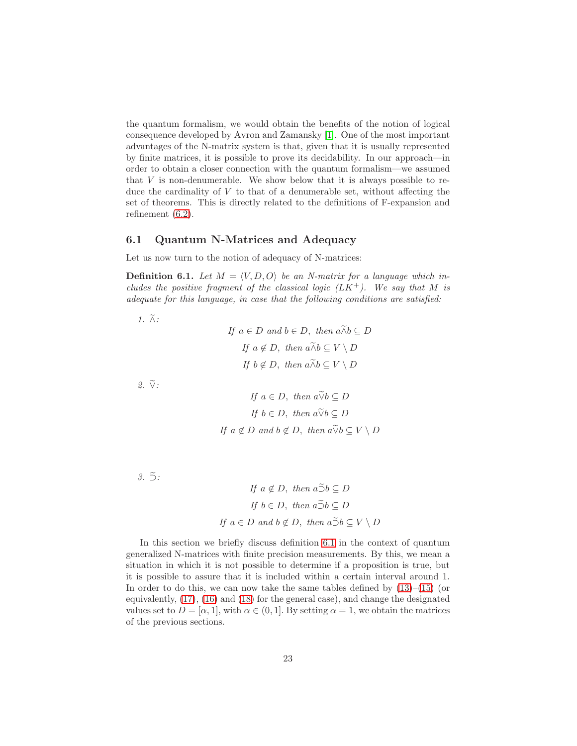the quantum formalism, we would obtain the benefits of the notion of logical consequence developed by Avron and Zamansky [1]. One of the most important advantages of the N-matrix system is that, given that it is usually represented by finite matrices, it is possible to prove its decidability. In our approach—in order to obtain a closer connection with the quantum formalism—we assumed that $V$ is non-denumerable. We show below that it is always possible to reduce the cardinality of $V$ to that of a denumerable set, without affecting the set of theorems. This is directly related to the definitions of F-expansion and refinement (6.2).

### 6.1 Quantum N-Matrices and Adequacy

Let us now turn to the notion of adequacy of N-matrices:

**Definition 6.1.** *Let $M = \langle V, D, O \rangle$ be an N-matrix for a language which includes the positive fragment of the classical logic ($LK^+$). We say that $M$ is adequate for this language, in case that the following conditions are satisfied:*

1. $\widetilde{\wedge}$:

$$\text{If } a \in D \text{ and } b \in D, \text{ then } a\widetilde{\wedge}b \subseteq D$$

$$\text{If } a \notin D, \text{ then } a\widetilde{\wedge}b \subseteq V \setminus D$$

$$\text{If } b \notin D, \text{ then } a\widetilde{\wedge}b \subseteq V \setminus D$$

2. $\widetilde{\vee}$:

$$\text{If } a \in D, \text{ then } a\widetilde{\vee}b \subseteq D$$

$$\text{If } b \in D, \text{ then } a\widetilde{\vee}b \subseteq D$$

$$\text{If } a \notin D \text{ and } b \notin D, \text{ then } a\widetilde{\vee}b \subseteq V \setminus D$$

3. $\widetilde{\supset}$:

$$\text{If } a \notin D, \text{ then } a\widetilde{\supset}b \subseteq D$$

$$\text{If } b \in D, \text{ then } a\widetilde{\supset}b \subseteq D$$

$$\text{If } a \in D \text{ and } b \notin D, \text{ then } a\widetilde{\supset}b \subseteq V \setminus D$$

In this section we briefly discuss definition 6.1 in the context of quantum generalized N-matrices with finite precision measurements. By this, we mean a situation in which it is not possible to determine if a proposition is true, but it is possible to assure that it is included within a certain interval around 1. In order to do this, we can now take the same tables defined by (13)–(15) (or equivalently, (17), (16) and (18) for the general case), and change the designated values set to $D = [\alpha, 1]$, with $\alpha \in (0, 1]$. By setting $\alpha = 1$, we obtain the matrices of the previous sections.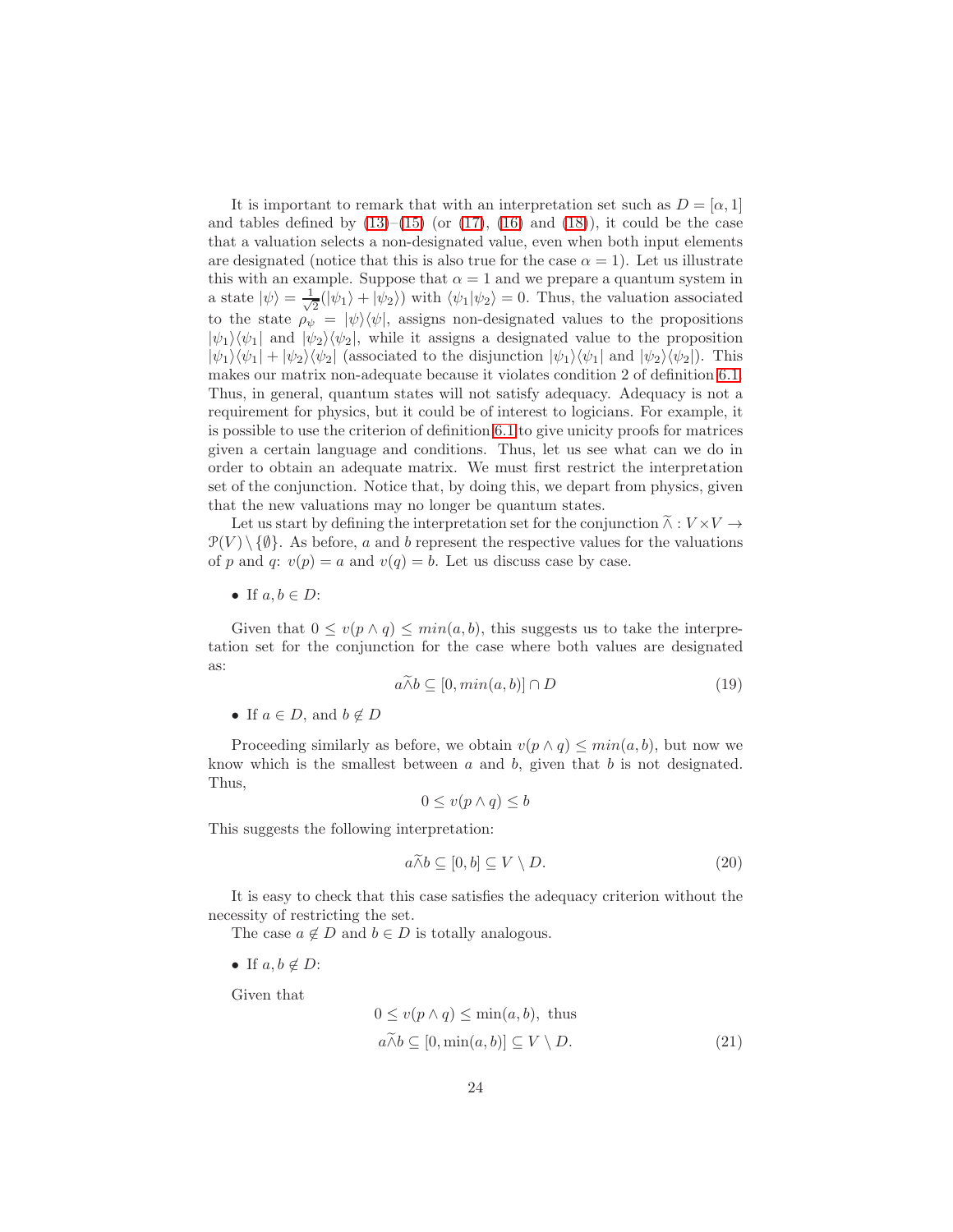It is important to remark that with an interpretation set such as $D = [\alpha, 1]$ and tables defined by (13)–(15) (or (17), (16) and (18)), it could be the case that a valuation selects a non-designated value, even when both input elements are designated (notice that this is also true for the case $\alpha = 1$). Let us illustrate this with an example. Suppose that $\alpha = 1$ and we prepare a quantum system in a state $|\psi\rangle = \frac{1}{\sqrt{2}}(|\psi_1\rangle + |\psi_2\rangle)$ with $\langle\psi_1|\psi_2\rangle = 0$. Thus, the valuation associated to the state $\rho_\psi = |\psi\rangle\langle\psi|$, assigns non-designated values to the propositions $|\psi_1\rangle\langle\psi_1|$ and $|\psi_2\rangle\langle\psi_2|$, while it assigns a designated value to the proposition $|\psi_1\rangle\langle\psi_1| + |\psi_2\rangle\langle\psi_2|$ (associated to the disjunction $|\psi_1\rangle\langle\psi_1|$ and $|\psi_2\rangle\langle\psi_2|$). This makes our matrix non-adequate because it violates condition 2 of definition 6.1. Thus, in general, quantum states will not satisfy adequacy. Adequacy is not a requirement for physics, but it could be of interest to logicians. For example, it is possible to use the criterion of definition 6.1 to give unicity proofs for matrices given a certain language and conditions. Thus, let us see what can we do in order to obtain an adequate matrix. We must first restrict the interpretation set of the conjunction. Notice that, by doing this, we depart from physics, given that the new valuations may no longer be quantum states.

Let us start by defining the interpretation set for the conjunction $\widetilde{\wedge} : V \times V \to \mathcal{P}(V) \setminus \{\emptyset\}$. As before, $a$ and $b$ represent the respective values for the valuations of $p$ and $q$: $v(p) = a$ and $v(q) = b$. Let us discuss case by case.

- If $a, b \in D$:

Given that $0 \leq v(p \wedge q) \leq min(a, b)$, this suggests us to take the interpretation set for the conjunction for the case where both values are designated as:

$$a\widetilde{\wedge}b \subseteq [0, min(a, b)] \cap D \tag{19}$$

- If $a \in D$, and $b \notin D$

Proceeding similarly as before, we obtain $v(p \wedge q) \leq min(a, b)$, but now we know which is the smallest between $a$ and $b$, given that $b$ is not designated. Thus,

$$0 \leq v(p \wedge q) \leq b$$

This suggests the following interpretation:

$$a\widetilde{\wedge}b \subseteq [0, b] \subseteq V \setminus D. \tag{20}$$

It is easy to check that this case satisfies the adequacy criterion without the necessity of restricting the set.

The case $a \notin D$ and $b \in D$ is totally analogous.

- If $a, b \notin D$:

Given that

$$0 \leq v(p \wedge q) \leq \min(a, b), \text{ thus}$$
$$a\widetilde{\wedge}b \subseteq [0, \min(a, b)] \subseteq V \setminus D. \tag{21}$$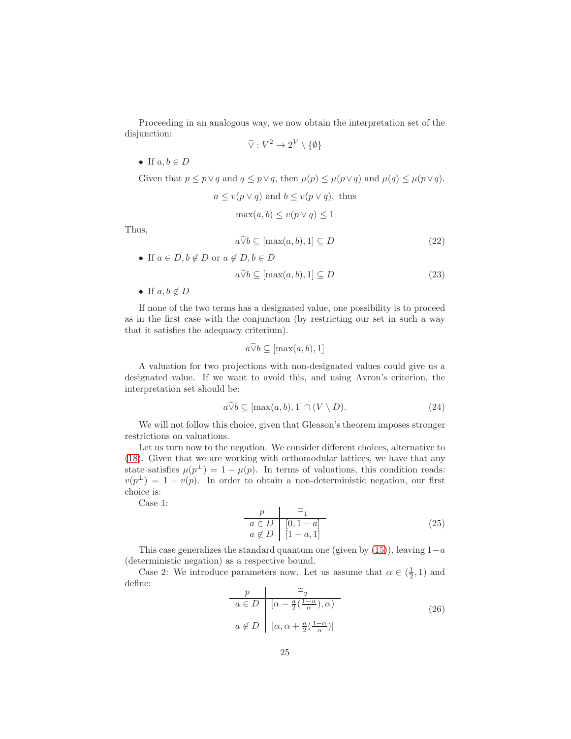Proceeding in an analogous way, we now obtain the interpretation set of the disjunction:

$$\widetilde{\vee} : V^2 \rightarrow 2^V \setminus \{\emptyset\}$$

- If $a, b \in D$

Given that $p \leq p \vee q$ and $q \leq p \vee q$, then $\mu(p) \leq \mu(p \vee q)$ and $\mu(q) \leq \mu(p \vee q)$.

$$a \leq v(p \vee q) \text{ and } b \leq v(p \vee q), \text{ thus}$$

$$\max(a, b) \leq v(p \vee q) \leq 1$$

Thus,

$$a \widetilde{\vee} b \subseteq [\max(a, b), 1] \subseteq D \tag{22}$$

- If $a \in D, b \notin D$ or $a \notin D, b \in D$

$$a \widetilde{\vee} b \subseteq [\max(a, b), 1] \subseteq D \tag{23}$$

- If $a, b \notin D$

If none of the two terms has a designated value, one possibility is to proceed as in the first case with the conjunction (by restricting our set in such a way that it satisfies the adequacy criterium).

$$a \widetilde{\vee} b \subseteq [\max(a, b), 1]$$

A valuation for two projections with non-designated values could give us a designated value. If we want to avoid this, and using Avron's criterion, the interpretation set should be:

$$a \widetilde{\vee} b \subseteq [\max(a, b), 1] \cap (V \setminus D). \tag{24}$$

We will not follow this choice, given that Gleason's theorem imposes stronger restrictions on valuations.

Let us turn now to the negation. We consider different choices, alternative to (18). Given that we are working with orthomodular lattices, we have that any state satisfies $\mu(p^{\perp}) = 1 - \mu(p)$. In terms of valuations, this condition reads: $v(p^{\perp}) = 1 - v(p)$. In order to obtain a non-deterministic negation, our first choice is:

Case 1:

| $p$ | $\widetilde{\neg}_1$ |
|---|---|
| $a \in D$ | $[0, 1-a]$ |
| $a \notin D$ | $[1-a, 1]$ |

(25)

This case generalizes the standard quantum one (given by (15)), leaving $1-a$ (deterministic negation) as a respective bound.

Case 2: We introduce parameters now. Let us assume that $\alpha \in (\frac{1}{2}, 1)$ and define:

| $p$ | $\widetilde{\neg}_2$ |
|---|---|
| $a \in D$ | $[\alpha - \frac{a}{2}(\frac{1-\alpha}{\alpha}), \alpha)$ |
| $a \notin D$ | $[\alpha, \alpha + \frac{a}{2}(\frac{1-\alpha}{\alpha})]$ |

(26)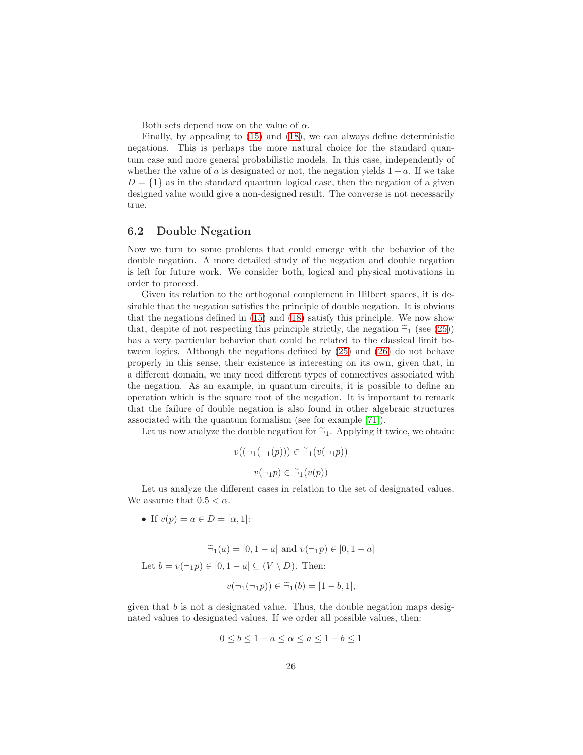Both sets depend now on the value of $\alpha$.

Finally, by appealing to (15) and (18), we can always define deterministic negations. This is perhaps the more natural choice for the standard quantum case and more general probabilistic models. In this case, independently of whether the value of $a$ is designated or not, the negation yields $1-a$. If we take $D = \{1\}$ as in the standard quantum logical case, then the negation of a given designed value would give a non-designed result. The converse is not necessarily true.

### 6.2 Double Negation

Now we turn to some problems that could emerge with the behavior of the double negation. A more detailed study of the negation and double negation is left for future work. We consider both, logical and physical motivations in order to proceed.

Given its relation to the orthogonal complement in Hilbert spaces, it is desirable that the negation satisfies the principle of double negation. It is obvious that the negations defined in (15) and (18) satisfy this principle. We now show that, despite of not respecting this principle strictly, the negation $\tilde{\neg}_1$ (see (25)) has a very particular behavior that could be related to the classical limit between logics. Although the negations defined by (25) and (26) do not behave properly in this sense, their existence is interesting on its own, given that, in a different domain, we may need different types of connectives associated with the negation. As an example, in quantum circuits, it is possible to define an operation which is the square root of the negation. It is important to remark that the failure of double negation is also found in other algebraic structures associated with the quantum formalism (see for example [71]).

Let us now analyze the double negation for $\tilde{\neg}_1$. Applying it twice, we obtain:

$$v((\neg_1(\neg_1(p))) \in \tilde{\neg}_1(v(\neg_1 p))$$

$$v(\neg_1 p) \in \tilde{\neg}_1(v(p))$$

Let us analyze the different cases in relation to the set of designated values. We assume that $0.5 < \alpha$.

- If $v(p) = a \in D = [\alpha, 1]$:

$$\tilde{\neg}_1(a) = [0, 1-a] \text{ and } v(\neg_1 p) \in [0, 1-a]$$

Let $b = v(\neg_1 p) \in [0, 1-a] \subseteq (V \setminus D)$. Then:

$$v(\neg_1(\neg_1 p)) \in \tilde{\neg}_1(b) = [1-b, 1],$$

given that $b$ is not a designated value. Thus, the double negation maps designated values to designated values. If we order all possible values, then:

$$0 \leq b \leq 1-a \leq \alpha \leq a \leq 1-b \leq 1$$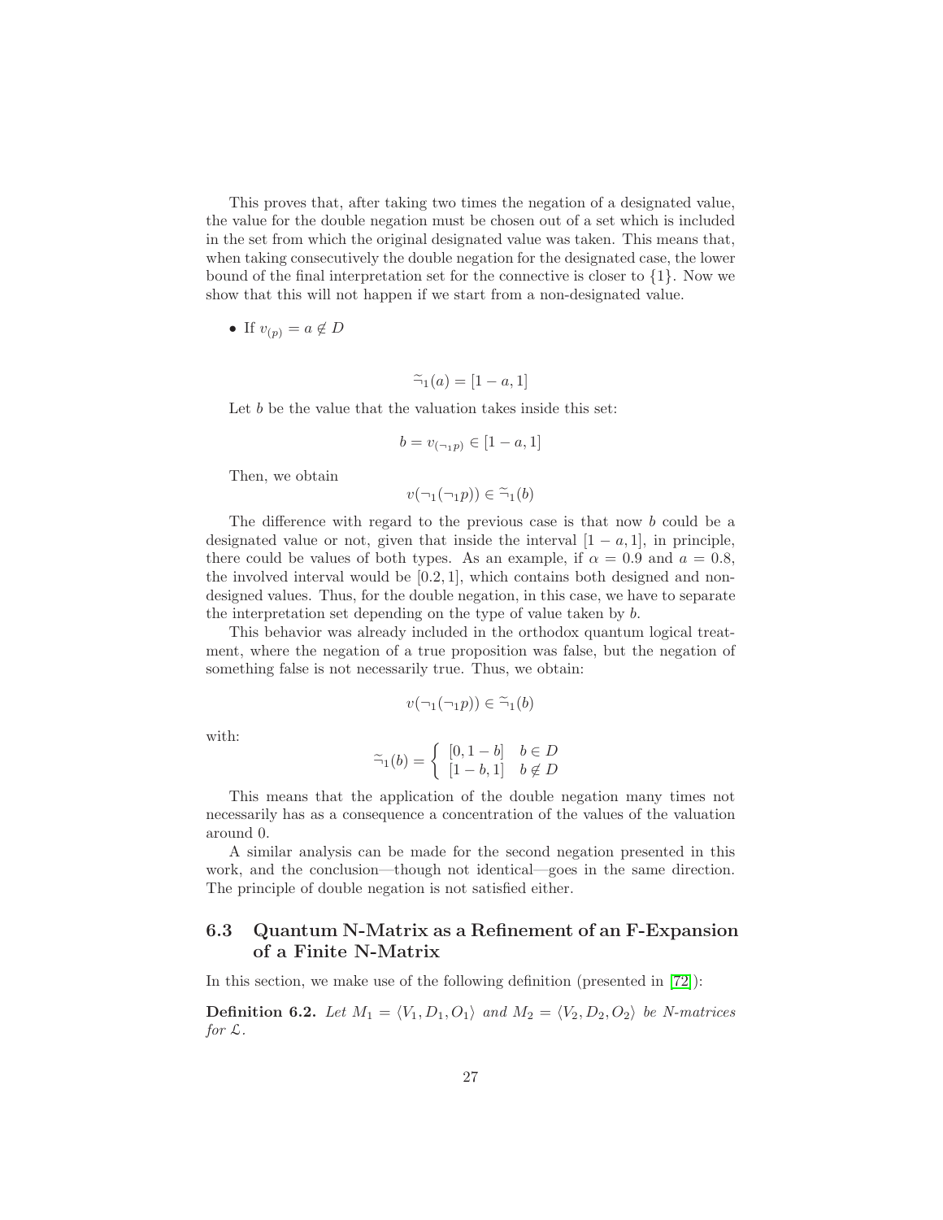This proves that, after taking two times the negation of a designated value, the value for the double negation must be chosen out of a set which is included in the set from which the original designated value was taken. This means that, when taking consecutively the double negation for the designated case, the lower bound of the final interpretation set for the connective is closer to $\{1\}$. Now we show that this will not happen if we start from a non-designated value.

- If $v_{(p)} = a \notin D$

$$\widetilde{\neg}_1(a) = [1 - a, 1]$$

Let $b$ be the value that the valuation takes inside this set:

$$b = v_{(\neg_1 p)} \in [1 - a, 1]$$

Then, we obtain

$$v(\neg_1(\neg_1 p)) \in \widetilde{\neg}_1(b)$$

The difference with regard to the previous case is that now $b$ could be a designated value or not, given that inside the interval $[1 - a, 1]$, in principle, there could be values of both types. As an example, if $\alpha = 0.9$ and $a = 0.8$, the involved interval would be $[0.2, 1]$, which contains both designed and non-designed values. Thus, for the double negation, in this case, we have to separate the interpretation set depending on the type of value taken by $b$.

This behavior was already included in the orthodox quantum logical treatment, where the negation of a true proposition was false, but the negation of something false is not necessarily true. Thus, we obtain:

$$v(\neg_1(\neg_1 p)) \in \widetilde{\neg}_1(b)$$

with:

$$\widetilde{\neg}_1(b) = \begin{cases} [0, 1 - b] & b \in D \\ [1 - b, 1] & b \notin D \end{cases}$$

This means that the application of the double negation many times not necessarily has as a consequence a concentration of the values of the valuation around 0.

A similar analysis can be made for the second negation presented in this work, and the conclusion—though not identical—goes in the same direction. The principle of double negation is not satisfied either.

## 6.3 Quantum N-Matrix as a Refinement of an F-Expansion of a Finite N-Matrix

In this section, we make use of the following definition (presented in [72]):

**Definition 6.2.** *Let $M_1 = \langle V_1, D_1, O_1 \rangle$ and $M_2 = \langle V_2, D_2, O_2 \rangle$ be N-matrices for $\mathcal{L}$.*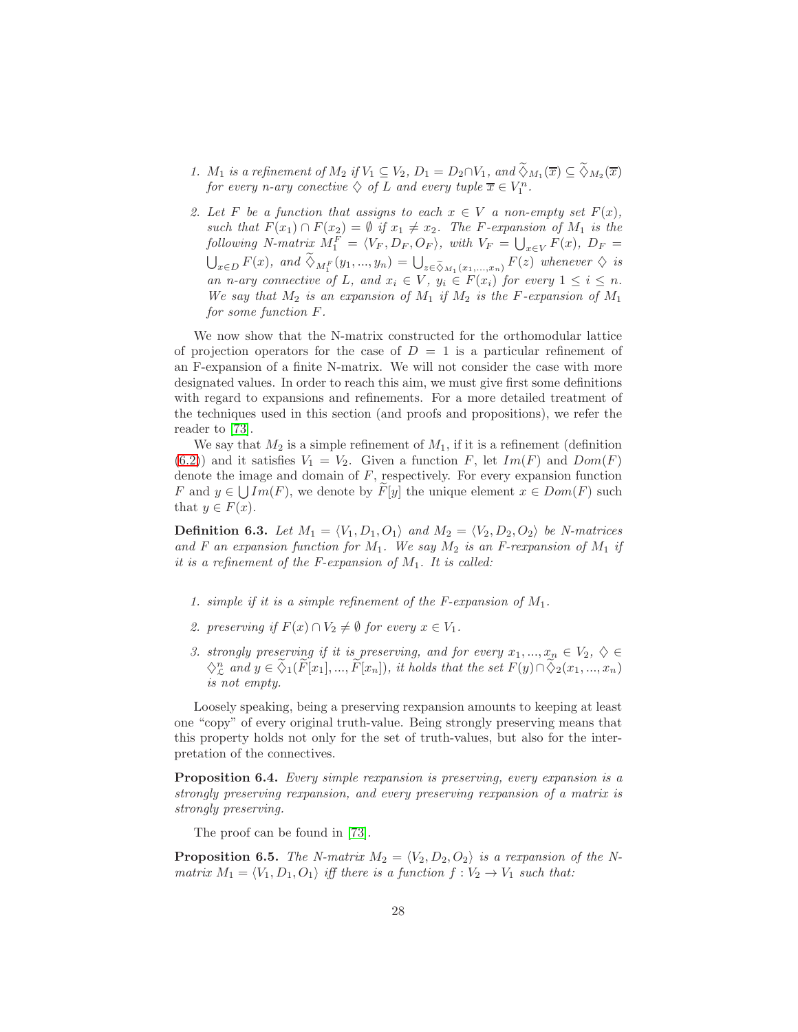1. *$M_1$ is a refinement of $M_2$ if $V_1 \subseteq V_2$, $D_1 = D_2 \cap V_1$, and $\widetilde{\diamondsuit}_{M_1}(\overline{x}) \subseteq \widetilde{\diamondsuit}_{M_2}(\overline{x})$ for every $n$-ary conective $\diamondsuit$ of $L$ and every tuple $\overline{x} \in V_1^n$.*

2. *Let $F$ be a function that assigns to each $x \in V$ a non-empty set $F(x)$, such that $F(x_1) \cap F(x_2) = \emptyset$ if $x_1 \neq x_2$. The $F$-expansion of $M_1$ is the following N-matrix $M_1^F = \langle V_F, D_F, O_F \rangle$, with $V_F = \bigcup_{x \in V} F(x)$, $D_F = \bigcup_{x \in D} F(x)$, and $\widetilde{\diamondsuit}_{M_1^F}(y_1, ..., y_n) = \bigcup_{z \in \widetilde{\diamondsuit}_{M_1}(x_1,...,x_n)} F(z)$ whenever $\diamondsuit$ is an $n$-ary connective of $L$, and $x_i \in V$, $y_i \in F(x_i)$ for every $1 \leq i \leq n$. We say that $M_2$ is an expansion of $M_1$ if $M_2$ is the $F$-expansion of $M_1$ for some function $F$.*

We now show that the N-matrix constructed for the orthomodular lattice of projection operators for the case of $D = 1$ is a particular refinement of an F-expansion of a finite N-matrix. We will not consider the case with more designated values. In order to reach this aim, we must give first some definitions with regard to expansions and refinements. For a more detailed treatment of the techniques used in this section (and proofs and propositions), we refer the reader to [73].

We say that $M_2$ is a simple refinement of $M_1$, if it is a refinement (definition (6.2)) and it satisfies $V_1 = V_2$. Given a function $F$, let $Im(F)$ and $Dom(F)$ denote the image and domain of $F$, respectively. For every expansion function $F$ and $y \in \bigcup Im(F)$, we denote by $\widetilde{F}[y]$ the unique element $x \in Dom(F)$ such that $y \in F(x)$.

**Definition 6.3.** *Let $M_1 = \langle V_1, D_1, O_1 \rangle$ and $M_2 = \langle V_2, D_2, O_2 \rangle$ be N-matrices and $F$ an expansion function for $M_1$. We say $M_2$ is an $F$-rexpansion of $M_1$ if it is a refinement of the $F$-expansion of $M_1$. It is called:*

1. *simple if it is a simple refinement of the $F$-expansion of $M_1$.*

2. *preserving if $F(x) \cap V_2 \neq \emptyset$ for every $x \in V_1$.*

3. *strongly preserving if it is preserving, and for every $x_1, ..., x_n \in V_2$, $\diamondsuit \in \diamondsuit_{\mathcal{L}}^n$ and $y \in \widetilde{\diamondsuit}_1(\widetilde{F}[x_1], ..., \widetilde{F}[x_n])$, it holds that the set $F(y) \cap \widetilde{\diamondsuit}_2(x_1, ..., x_n)$ is not empty.*

Loosely speaking, being a preserving rexpansion amounts to keeping at least one "copy" of every original truth-value. Being strongly preserving means that this property holds not only for the set of truth-values, but also for the interpretation of the connectives.

**Proposition 6.4.** *Every simple rexpansion is preserving, every expansion is a strongly preserving rexpansion, and every preserving rexpansion of a matrix is strongly preserving.*

The proof can be found in [73].

**Proposition 6.5.** *The N-matrix $M_2 = \langle V_2, D_2, O_2 \rangle$ is a rexpansion of the N-matrix $M_1 = \langle V_1, D_1, O_1 \rangle$ iff there is a function $f : V_2 \to V_1$ such that:*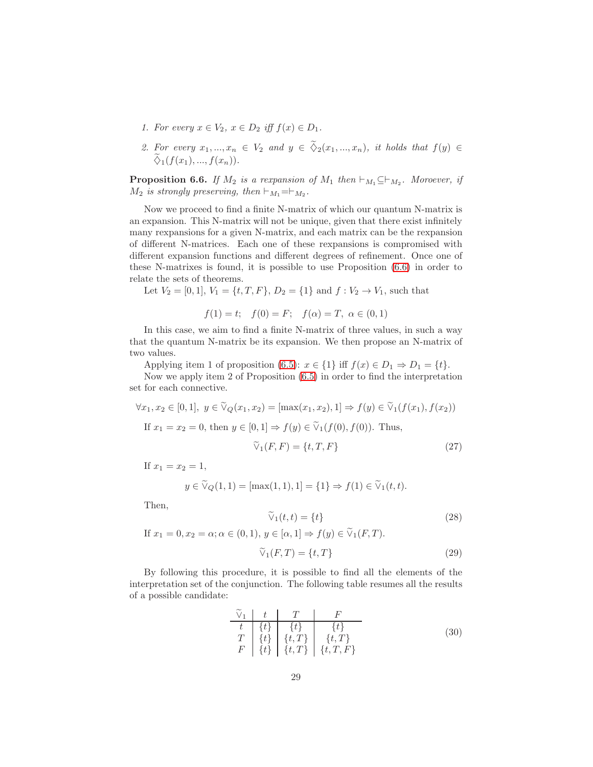1. *For every $x \in V_2$, $x \in D_2$ iff $f(x) \in D_1$.*

2. *For every $x_1, ..., x_n \in V_2$ and $y \in \widetilde{\diamondsuit}_2(x_1, ..., x_n)$, it holds that $f(y) \in \widetilde{\diamondsuit}_1(f(x_1), ..., f(x_n))$.*

**Proposition 6.6.** *If $M_2$ is a rexpansion of $M_1$ then $\vdash_{M_1} \subseteq \vdash_{M_2}$. Moroever, if $M_2$ is strongly preserving, then $\vdash_{M_1} = \vdash_{M_2}$.*

Now we proceed to find a finite N-matrix of which our quantum N-matrix is an expansion. This N-matrix will not be unique, given that there exist infinitely many rexpansions for a given N-matrix, and each matrix can be the rexpansion of different N-matrices. Each one of these rexpansions is compromised with different expansion functions and different degrees of refinement. Once one of these N-matrixes is found, it is possible to use Proposition (6.6) in order to relate the sets of theorems.

Let $V_2 = [0, 1]$, $V_1 = \{t, T, F\}$, $D_2 = \{1\}$ and $f : V_2 \to V_1$, such that

$$f(1) = t; \quad f(0) = F; \quad f(\alpha) = T, \ \alpha \in (0, 1)$$

In this case, we aim to find a finite N-matrix of three values, in such a way that the quantum N-matrix be its expansion. We then propose an N-matrix of two values.

Applying item 1 of proposition (6.5): $x \in \{1\}$ iff $f(x) \in D_1 \Rightarrow D_1 = \{t\}$.

Now we apply item 2 of Proposition (6.5) in order to find the interpretation set for each connective.

$$\forall x_1, x_2 \in [0, 1], \ y \in \widetilde{\vee}_Q(x_1, x_2) = [\max(x_1, x_2), 1] \Rightarrow f(y) \in \widetilde{\vee}_1(f(x_1), f(x_2))$$

If $x_1 = x_2 = 0$, then $y \in [0, 1] \Rightarrow f(y) \in \widetilde{\vee}_1(f(0), f(0))$. Thus,

$$\widetilde{\vee}_1(F, F) = \{t, T, F\} \tag{27}$$

If $x_1 = x_2 = 1$,

$$y \in \widetilde{\vee}_Q(1, 1) = [\max(1, 1), 1] = \{1\} \Rightarrow f(1) \in \widetilde{\vee}_1(t, t).$$

Then,

$$\widetilde{\vee}_1(t, t) = \{t\} \tag{28}$$

If $x_1 = 0, x_2 = \alpha; \alpha \in (0, 1)$, $y \in [\alpha, 1] \Rightarrow f(y) \in \widetilde{\vee}_1(F, T)$.

$$\widetilde{\vee}_1(F, T) = \{t, T\} \tag{29}$$

By following this procedure, it is possible to find all the elements of the interpretation set of the conjunction. The following table resumes all the results of a possible candidate:

| $\widetilde{\vee}_1$ | $t$ | $T$ | $F$ |
|---|---|---|---|
| $t$ | $\{t\}$ | $\{t\}$ | $\{t\}$ |
| $T$ | $\{t\}$ | $\{t, T\}$ | $\{t, T\}$ |
| $F$ | $\{t\}$ | $\{t, T\}$ | $\{t, T, F\}$ |

(30)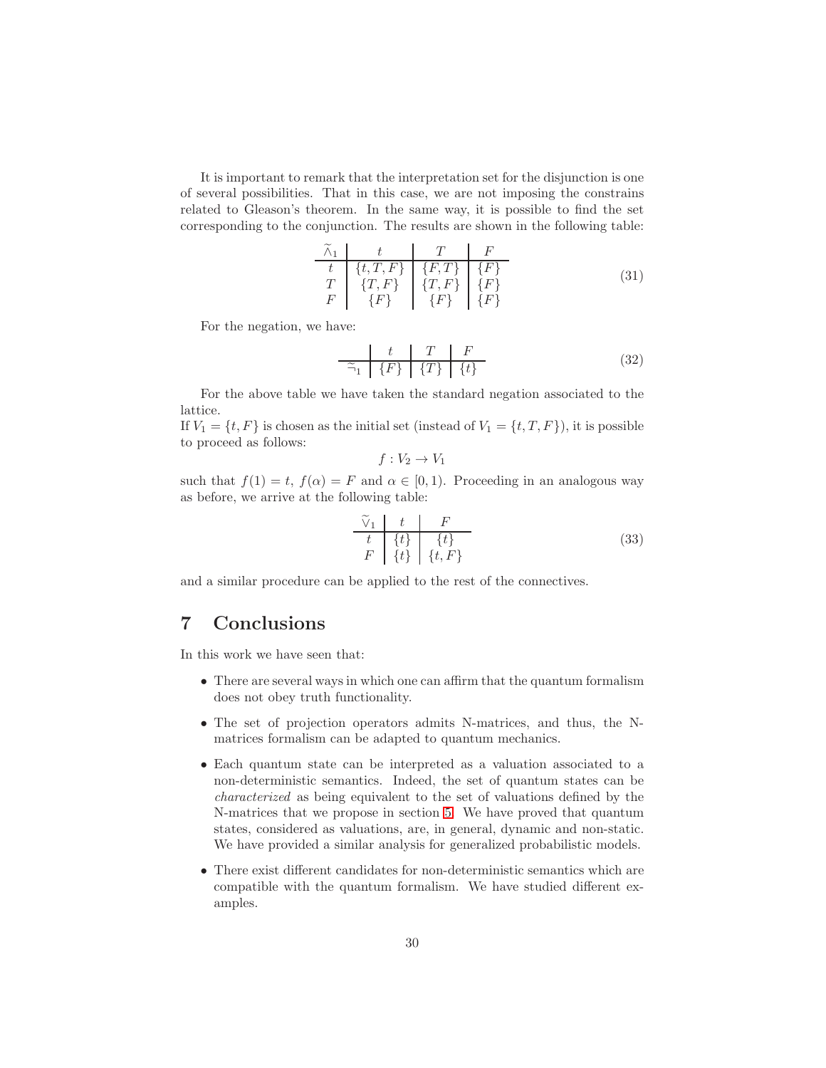It is important to remark that the interpretation set for the disjunction is one of several possibilities. That in this case, we are not imposing the constrains related to Gleason's theorem. In the same way, it is possible to find the set corresponding to the conjunction. The results are shown in the following table:

| $\widetilde{\wedge}_1$ | $t$ | $T$ | $F$ |
|---|---|---|---|
| $t$ | $\{t, T, F\}$ | $\{F, T\}$ | $\{F\}$ |
| $T$ | $\{T, F\}$ | $\{T, F\}$ | $\{F\}$ |
| $F$ | $\{F\}$ | $\{F\}$ | $\{F\}$ |

(31)

For the negation, we have:

| | $t$ | $T$ | $F$ |
|---|---|---|---|
| $\widetilde{\neg}_1$ | $\{F\}$ | $\{T\}$ | $\{t\}$ |

(32)

For the above table we have taken the standard negation associated to the lattice.
If $V_1 = \{t, F\}$ is chosen as the initial set (instead of $V_1 = \{t, T, F\}$), it is possible to proceed as follows:

$$f : V_2 \to V_1$$

such that $f(1) = t,\ f(\alpha) = F$ and $\alpha \in [0, 1)$. Proceeding in an analogous way as before, we arrive at the following table:

| $\widetilde{\vee}_1$ | $t$ | $F$ |
|---|---|---|
| $t$ | $\{t\}$ | $\{t\}$ |
| $F$ | $\{t\}$ | $\{t, F\}$ |

(33)

and a similar procedure can be applied to the rest of the connectives.

## 7 Conclusions

In this work we have seen that:

- There are several ways in which one can affirm that the quantum formalism does not obey truth functionality.
- The set of projection operators admits N-matrices, and thus, the N-matrices formalism can be adapted to quantum mechanics.
- Each quantum state can be interpreted as a valuation associated to a non-deterministic semantics. Indeed, the set of quantum states can be *characterized* as being equivalent to the set of valuations defined by the N-matrices that we propose in section 5. We have proved that quantum states, considered as valuations, are, in general, dynamic and non-static. We have provided a similar analysis for generalized probabilistic models.
- There exist different candidates for non-deterministic semantics which are compatible with the quantum formalism. We have studied different examples.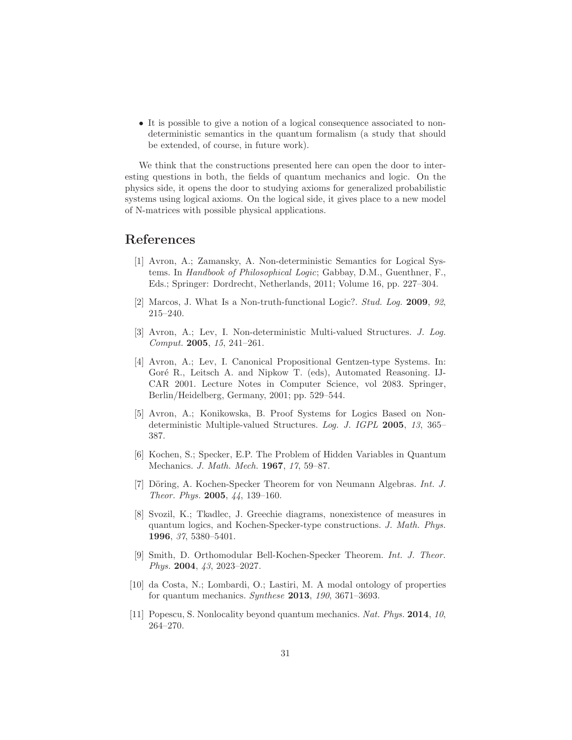- It is possible to give a notion of a logical consequence associated to non-deterministic semantics in the quantum formalism (a study that should be extended, of course, in future work).

We think that the constructions presented here can open the door to interesting questions in both, the fields of quantum mechanics and logic. On the physics side, it opens the door to studying axioms for generalized probabilistic systems using logical axioms. On the logical side, it gives place to a new model of N-matrices with possible physical applications.

## References

[1] Avron, A.; Zamansky, A. Non-deterministic Semantics for Logical Systems. In *Handbook of Philosophical Logic*; Gabbay, D.M., Guenthner, F., Eds.; Springer: Dordrecht, Netherlands, 2011; Volume 16, pp. 227–304.

[2] Marcos, J. What Is a Non-truth-functional Logic?. *Stud. Log.* **2009**, *92*, 215–240.

[3] Avron, A.; Lev, I. Non-deterministic Multi-valued Structures. *J. Log. Comput.* **2005**, *15*, 241–261.

[4] Avron, A.; Lev, I. Canonical Propositional Gentzen-type Systems. In: Goré R., Leitsch A. and Nipkow T. (eds), Automated Reasoning. IJCAR 2001. Lecture Notes in Computer Science, vol 2083. Springer, Berlin/Heidelberg, Germany, 2001; pp. 529–544.

[5] Avron, A.; Konikowska, B. Proof Systems for Logics Based on Non-deterministic Multiple-valued Structures. *Log. J. IGPL* **2005**, *13*, 365–387.

[6] Kochen, S.; Specker, E.P. The Problem of Hidden Variables in Quantum Mechanics. *J. Math. Mech.* **1967**, *17*, 59–87.

[7] Döring, A. Kochen-Specker Theorem for von Neumann Algebras. *Int. J. Theor. Phys.* **2005**, *44*, 139–160.

[8] Svozil, K.; Tkadlec, J. Greechie diagrams, nonexistence of measures in quantum logics, and Kochen-Specker-type constructions. *J. Math. Phys.* **1996**, *37*, 5380–5401.

[9] Smith, D. Orthomodular Bell-Kochen-Specker Theorem. *Int. J. Theor. Phys.* **2004**, *43*, 2023–2027.

[10] da Costa, N.; Lombardi, O.; Lastiri, M. A modal ontology of properties for quantum mechanics. *Synthese* **2013**, *190*, 3671–3693.

[11] Popescu, S. Nonlocality beyond quantum mechanics. *Nat. Phys.* **2014**, *10*, 264–270.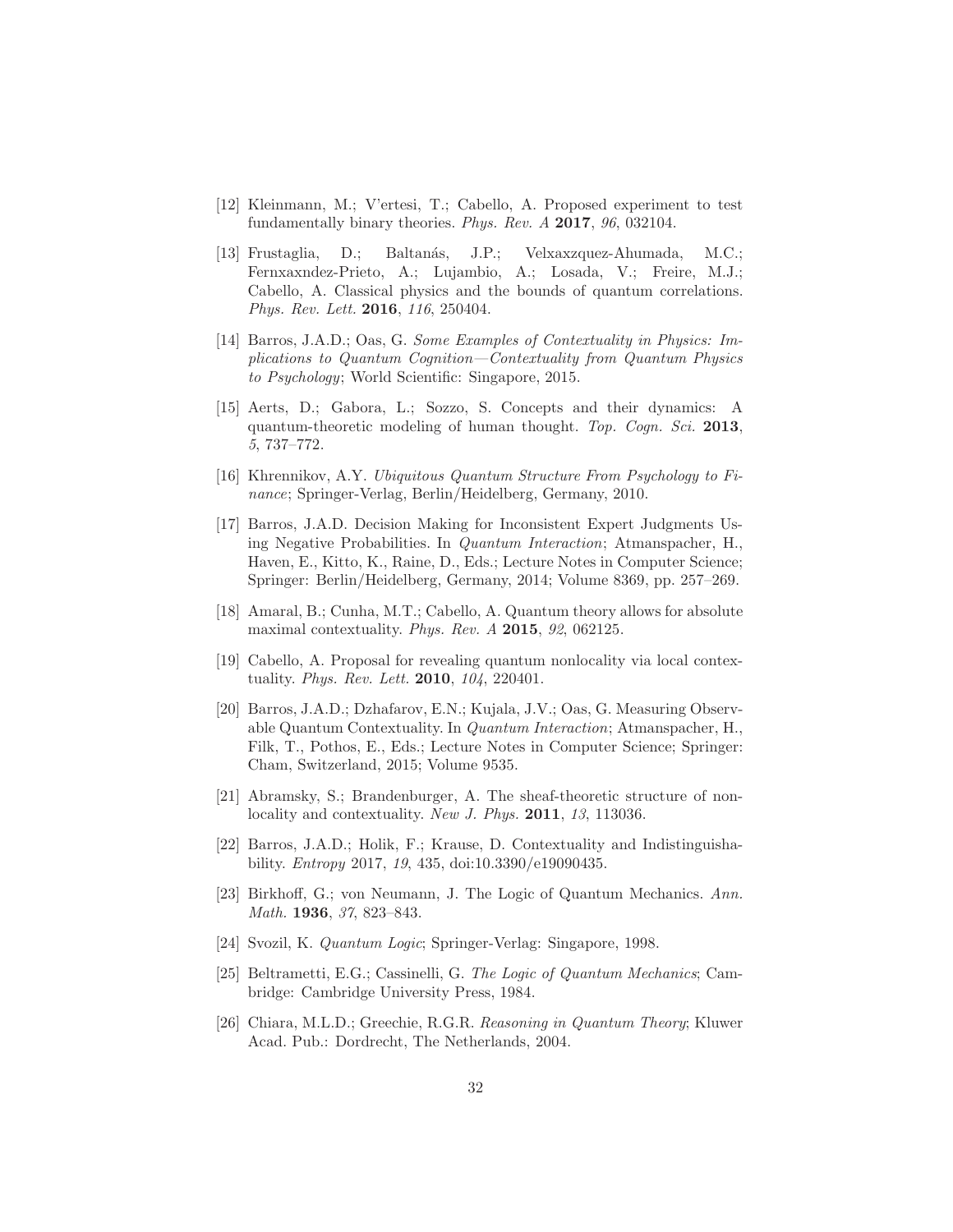[12] Kleinmann, M.; V'ertesi, T.; Cabello, A. Proposed experiment to test fundamentally binary theories. *Phys. Rev. A* **2017**, *96*, 032104.

[13] Frustaglia, D.; Baltanás, J.P.; Velxaxzquez-Ahumada, M.C.; Fernxaxndez-Prieto, A.; Lujambio, A.; Losada, V.; Freire, M.J.; Cabello, A. Classical physics and the bounds of quantum correlations. *Phys. Rev. Lett.* **2016**, *116*, 250404.

[14] Barros, J.A.D.; Oas, G. *Some Examples of Contextuality in Physics: Implications to Quantum Cognition—Contextuality from Quantum Physics to Psychology*; World Scientific: Singapore, 2015.

[15] Aerts, D.; Gabora, L.; Sozzo, S. Concepts and their dynamics: A quantum-theoretic modeling of human thought. *Top. Cogn. Sci.* **2013**, *5*, 737–772.

[16] Khrennikov, A.Y. *Ubiquitous Quantum Structure From Psychology to Finance*; Springer-Verlag, Berlin/Heidelberg, Germany, 2010.

[17] Barros, J.A.D. Decision Making for Inconsistent Expert Judgments Using Negative Probabilities. In *Quantum Interaction*; Atmanspacher, H., Haven, E., Kitto, K., Raine, D., Eds.; Lecture Notes in Computer Science; Springer: Berlin/Heidelberg, Germany, 2014; Volume 8369, pp. 257–269.

[18] Amaral, B.; Cunha, M.T.; Cabello, A. Quantum theory allows for absolute maximal contextuality. *Phys. Rev. A* **2015**, *92*, 062125.

[19] Cabello, A. Proposal for revealing quantum nonlocality via local contextuality. *Phys. Rev. Lett.* **2010**, *104*, 220401.

[20] Barros, J.A.D.; Dzhafarov, E.N.; Kujala, J.V.; Oas, G. Measuring Observable Quantum Contextuality. In *Quantum Interaction*; Atmanspacher, H., Filk, T., Pothos, E., Eds.; Lecture Notes in Computer Science; Springer: Cham, Switzerland, 2015; Volume 9535.

[21] Abramsky, S.; Brandenburger, A. The sheaf-theoretic structure of nonlocality and contextuality. *New J. Phys.* **2011**, *13*, 113036.

[22] Barros, J.A.D.; Holik, F.; Krause, D. Contextuality and Indistinguishability. *Entropy* 2017, *19*, 435, doi:10.3390/e19090435.

[23] Birkhoff, G.; von Neumann, J. The Logic of Quantum Mechanics. *Ann. Math.* **1936**, *37*, 823–843.

[24] Svozil, K. *Quantum Logic*; Springer-Verlag: Singapore, 1998.

[25] Beltrametti, E.G.; Cassinelli, G. *The Logic of Quantum Mechanics*; Cambridge: Cambridge University Press, 1984.

[26] Chiara, M.L.D.; Greechie, R.G.R. *Reasoning in Quantum Theory*; Kluwer Acad. Pub.: Dordrecht, The Netherlands, 2004.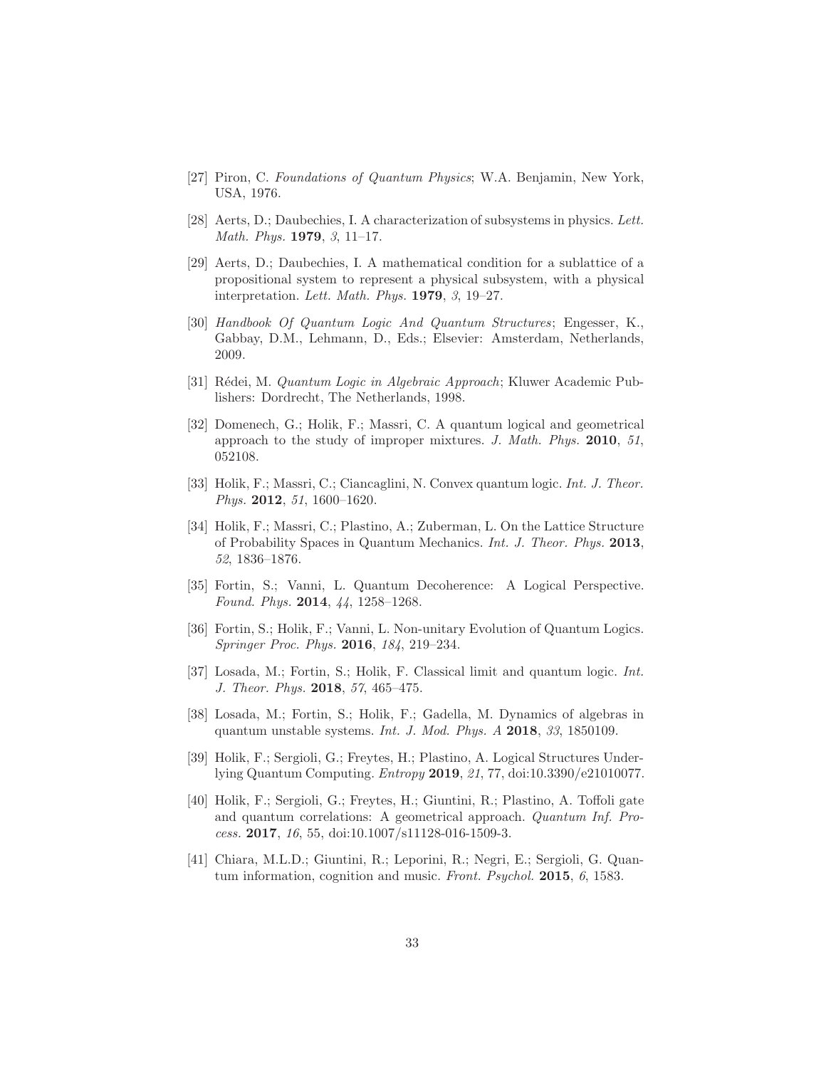[27] Piron, C. *Foundations of Quantum Physics*; W.A. Benjamin, New York, USA, 1976.

[28] Aerts, D.; Daubechies, I. A characterization of subsystems in physics. *Lett. Math. Phys.* **1979**, *3*, 11–17.

[29] Aerts, D.; Daubechies, I. A mathematical condition for a sublattice of a propositional system to represent a physical subsystem, with a physical interpretation. *Lett. Math. Phys.* **1979**, *3*, 19–27.

[30] *Handbook Of Quantum Logic And Quantum Structures*; Engesser, K., Gabbay, D.M., Lehmann, D., Eds.; Elsevier: Amsterdam, Netherlands, 2009.

[31] Rédei, M. *Quantum Logic in Algebraic Approach*; Kluwer Academic Publishers: Dordrecht, The Netherlands, 1998.

[32] Domenech, G.; Holik, F.; Massri, C. A quantum logical and geometrical approach to the study of improper mixtures. *J. Math. Phys.* **2010**, *51*, 052108.

[33] Holik, F.; Massri, C.; Ciancaglini, N. Convex quantum logic. *Int. J. Theor. Phys.* **2012**, *51*, 1600–1620.

[34] Holik, F.; Massri, C.; Plastino, A.; Zuberman, L. On the Lattice Structure of Probability Spaces in Quantum Mechanics. *Int. J. Theor. Phys.* **2013**, *52*, 1836–1876.

[35] Fortin, S.; Vanni, L. Quantum Decoherence: A Logical Perspective. *Found. Phys.* **2014**, *44*, 1258–1268.

[36] Fortin, S.; Holik, F.; Vanni, L. Non-unitary Evolution of Quantum Logics. *Springer Proc. Phys.* **2016**, *184*, 219–234.

[37] Losada, M.; Fortin, S.; Holik, F. Classical limit and quantum logic. *Int. J. Theor. Phys.* **2018**, *57*, 465–475.

[38] Losada, M.; Fortin, S.; Holik, F.; Gadella, M. Dynamics of algebras in quantum unstable systems. *Int. J. Mod. Phys. A* **2018**, *33*, 1850109.

[39] Holik, F.; Sergioli, G.; Freytes, H.; Plastino, A. Logical Structures Underlying Quantum Computing. *Entropy* **2019**, *21*, 77, doi:10.3390/e21010077.

[40] Holik, F.; Sergioli, G.; Freytes, H.; Giuntini, R.; Plastino, A. Toffoli gate and quantum correlations: A geometrical approach. *Quantum Inf. Process.* **2017**, *16*, 55, doi:10.1007/s11128-016-1509-3.

[41] Chiara, M.L.D.; Giuntini, R.; Leporini, R.; Negri, E.; Sergioli, G. Quantum information, cognition and music. *Front. Psychol.* **2015**, *6*, 1583.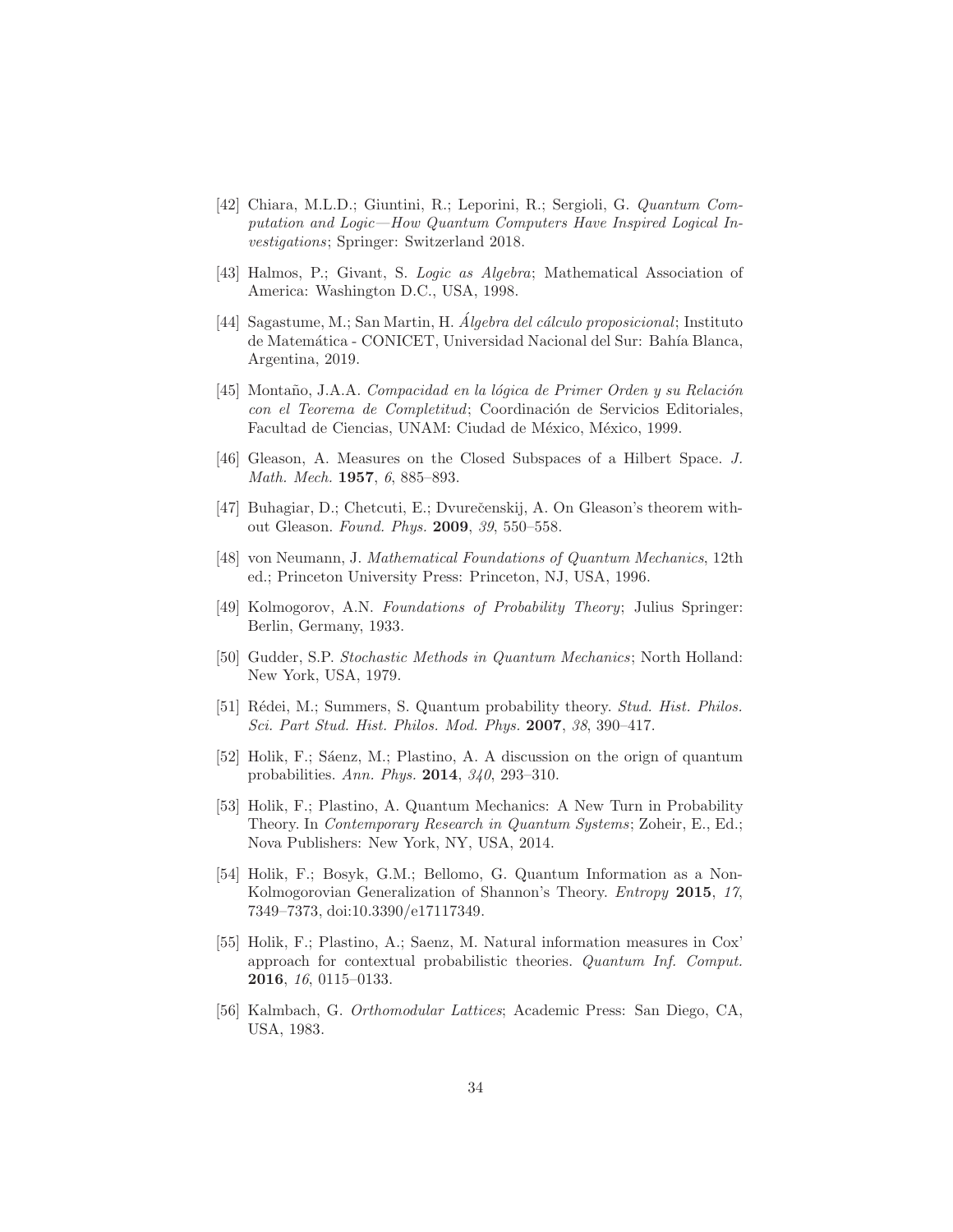[42] Chiara, M.L.D.; Giuntini, R.; Leporini, R.; Sergioli, G. *Quantum Computation and Logic—How Quantum Computers Have Inspired Logical Investigations*; Springer: Switzerland 2018.

[43] Halmos, P.; Givant, S. *Logic as Algebra*; Mathematical Association of America: Washington D.C., USA, 1998.

[44] Sagastume, M.; San Martin, H. *Álgebra del cálculo proposicional*; Instituto de Matemática - CONICET, Universidad Nacional del Sur: Bahía Blanca, Argentina, 2019.

[45] Montaño, J.A.A. *Compacidad en la lógica de Primer Orden y su Relación con el Teorema de Completitud*; Coordinación de Servicios Editoriales, Facultad de Ciencias, UNAM: Ciudad de México, México, 1999.

[46] Gleason, A. Measures on the Closed Subspaces of a Hilbert Space. *J. Math. Mech.* **1957**, *6*, 885–893.

[47] Buhagiar, D.; Chetcuti, E.; Dvurečenskij, A. On Gleason's theorem without Gleason. *Found. Phys.* **2009**, *39*, 550–558.

[48] von Neumann, J. *Mathematical Foundations of Quantum Mechanics*, 12th ed.; Princeton University Press: Princeton, NJ, USA, 1996.

[49] Kolmogorov, A.N. *Foundations of Probability Theory*; Julius Springer: Berlin, Germany, 1933.

[50] Gudder, S.P. *Stochastic Methods in Quantum Mechanics*; North Holland: New York, USA, 1979.

[51] Rédei, M.; Summers, S. Quantum probability theory. *Stud. Hist. Philos. Sci. Part Stud. Hist. Philos. Mod. Phys.* **2007**, *38*, 390–417.

[52] Holik, F.; Sáenz, M.; Plastino, A. A discussion on the orign of quantum probabilities. *Ann. Phys.* **2014**, *340*, 293–310.

[53] Holik, F.; Plastino, A. Quantum Mechanics: A New Turn in Probability Theory. In *Contemporary Research in Quantum Systems*; Zoheir, E., Ed.; Nova Publishers: New York, NY, USA, 2014.

[54] Holik, F.; Bosyk, G.M.; Bellomo, G. Quantum Information as a Non-Kolmogorovian Generalization of Shannon's Theory. *Entropy* **2015**, *17*, 7349–7373, doi:10.3390/e17117349.

[55] Holik, F.; Plastino, A.; Saenz, M. Natural information measures in Cox' approach for contextual probabilistic theories. *Quantum Inf. Comput.* **2016**, *16*, 0115–0133.

[56] Kalmbach, G. *Orthomodular Lattices*; Academic Press: San Diego, CA, USA, 1983.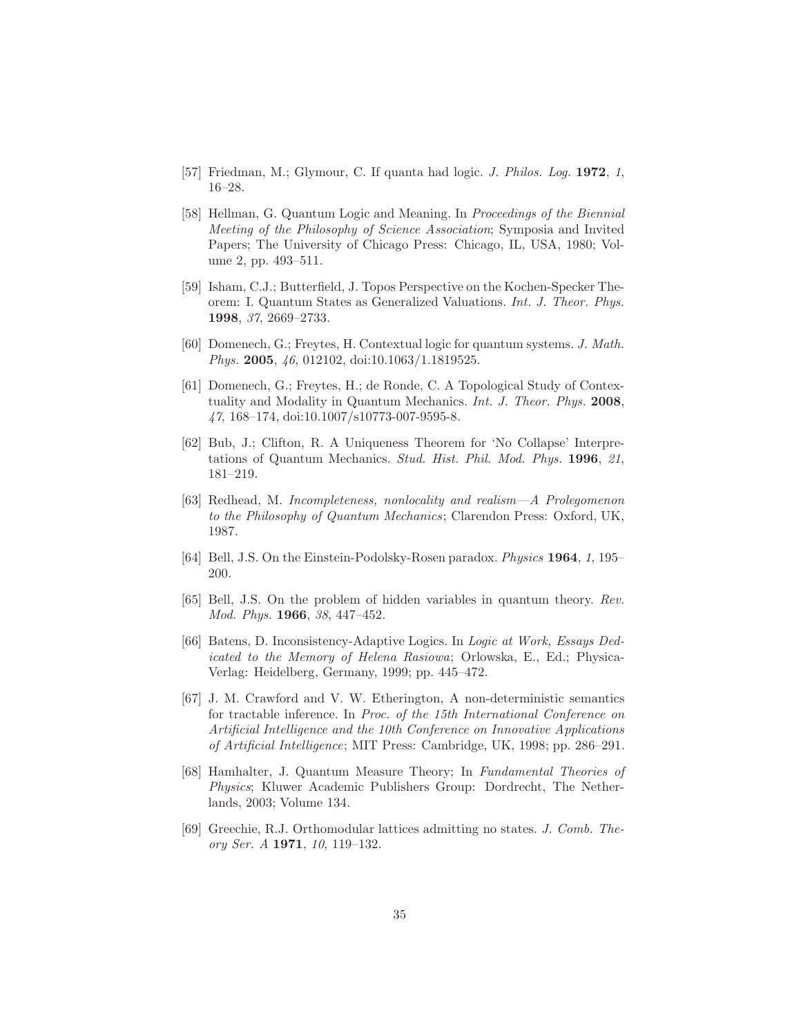[57] Friedman, M.; Glymour, C. If quanta had logic. *J. Philos. Log.* **1972**, *1*, 16–28.

[58] Hellman, G. Quantum Logic and Meaning. In *Proceedings of the Biennial Meeting of the Philosophy of Science Association*; Symposia and Invited Papers; The University of Chicago Press: Chicago, IL, USA, 1980; Volume 2, pp. 493–511.

[59] Isham, C.J.; Butterfield, J. Topos Perspective on the Kochen-Specker Theorem: I. Quantum States as Generalized Valuations. *Int. J. Theor. Phys.* **1998**, *37*, 2669–2733.

[60] Domenech, G.; Freytes, H. Contextual logic for quantum systems. *J. Math. Phys.* **2005**, *46*, 012102, doi:10.1063/1.1819525.

[61] Domenech, G.; Freytes, H.; de Ronde, C. A Topological Study of Contextuality and Modality in Quantum Mechanics. *Int. J. Theor. Phys.* **2008**, *47*, 168–174, doi:10.1007/s10773-007-9595-8.

[62] Bub, J.; Clifton, R. A Uniqueness Theorem for 'No Collapse' Interpretations of Quantum Mechanics. *Stud. Hist. Phil. Mod. Phys.* **1996**, *21*, 181–219.

[63] Redhead, M. *Incompleteness, nonlocality and realism—A Prolegomenon to the Philosophy of Quantum Mechanics*; Clarendon Press: Oxford, UK, 1987.

[64] Bell, J.S. On the Einstein-Podolsky-Rosen paradox. *Physics* **1964**, *1*, 195–200.

[65] Bell, J.S. On the problem of hidden variables in quantum theory. *Rev. Mod. Phys.* **1966**, *38*, 447–452.

[66] Batens, D. Inconsistency-Adaptive Logics. In *Logic at Work, Essays Dedicated to the Memory of Helena Rasiowa*; Orlowska, E., Ed.; Physica-Verlag: Heidelberg, Germany, 1999; pp. 445–472.

[67] J. M. Crawford and V. W. Etherington, A non-deterministic semantics for tractable inference. In *Proc. of the 15th International Conference on Artificial Intelligence and the 10th Conference on Innovative Applications of Artificial Intelligence*; MIT Press: Cambridge, UK, 1998; pp. 286–291.

[68] Hamhalter, J. Quantum Measure Theory; In *Fundamental Theories of Physics*; Kluwer Academic Publishers Group: Dordrecht, The Netherlands, 2003; Volume 134.

[69] Greechie, R.J. Orthomodular lattices admitting no states. *J. Comb. Theory Ser. A* **1971**, *10*, 119–132.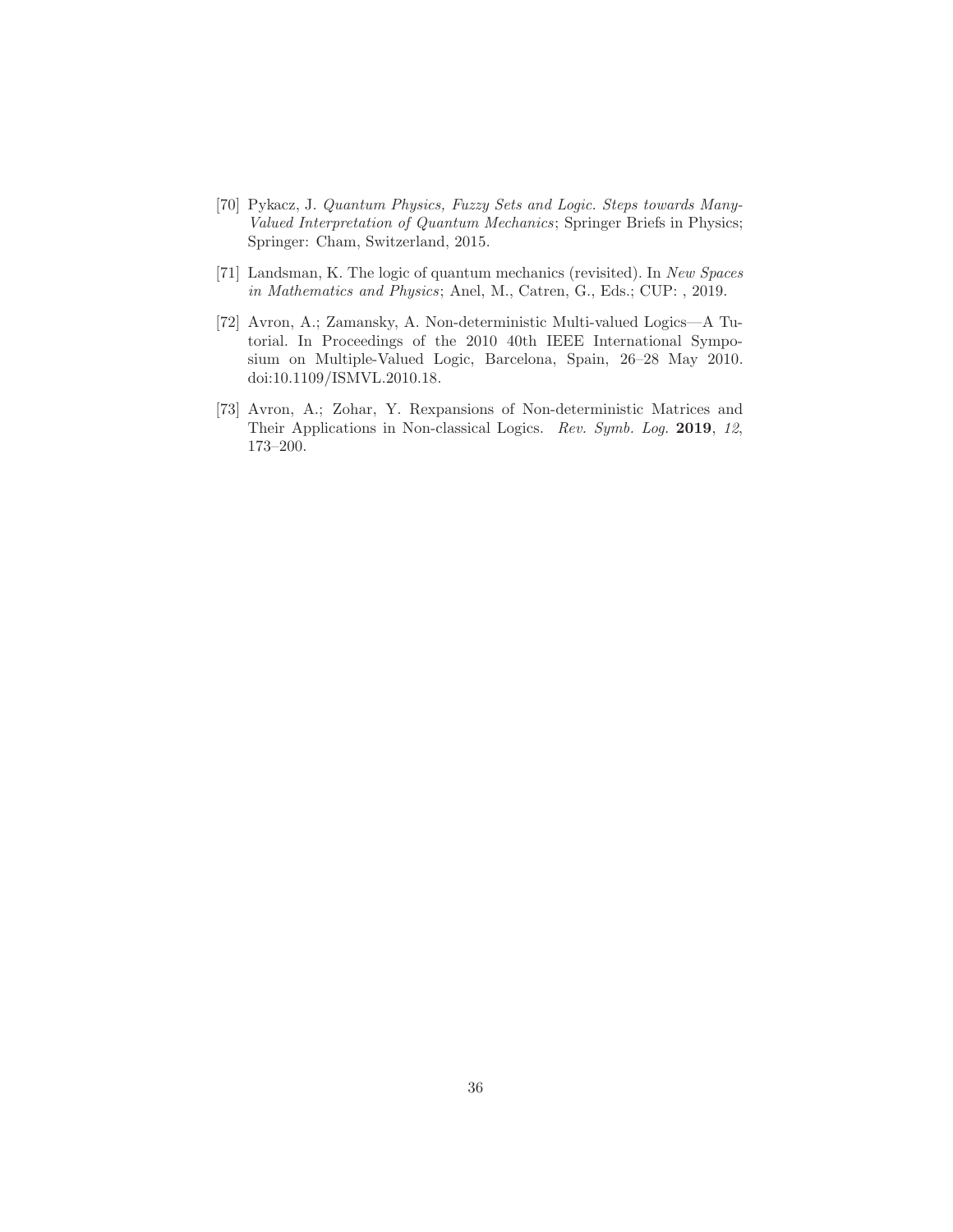[70] Pykacz, J. *Quantum Physics, Fuzzy Sets and Logic. Steps towards Many-Valued Interpretation of Quantum Mechanics*; Springer Briefs in Physics; Springer: Cham, Switzerland, 2015.

[71] Landsman, K. The logic of quantum mechanics (revisited). In *New Spaces in Mathematics and Physics*; Anel, M., Catren, G., Eds.; CUP: , 2019.

[72] Avron, A.; Zamansky, A. Non-deterministic Multi-valued Logics—A Tutorial. In Proceedings of the 2010 40th IEEE International Symposium on Multiple-Valued Logic, Barcelona, Spain, 26–28 May 2010. doi:10.1109/ISMVL.2010.18.

[73] Avron, A.; Zohar, Y. Rexpansions of Non-deterministic Matrices and Their Applications in Non-classical Logics. *Rev. Symb. Log.* **2019**, *12*, 173–200.